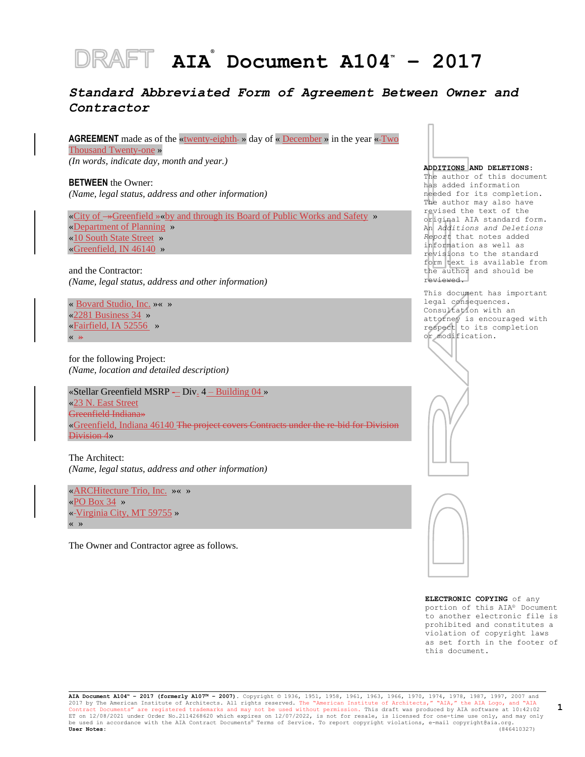# DRAFT AIA® Document A104™ – 2017

## *Standard Abbreviated Form of Agreement Between Owner and Contractor*

**AGREEMENT** made as of the « twenty-eighth » day of « December » in the year « Two Thousand Twenty-one »
*(In words, indicate day, month and year.)*

**BETWEEN** the Owner:
*(Name, legal status, address and other information)*

«City of Greenfield »«by and through its Board of Public Works and Safety »
«Department of Planning »
«10 South State Street »
«Greenfield, IN 46140 »

and the Contractor:
*(Name, legal status, address and other information)*

« Bovard Studio, Inc. »« »
«2281 Business 34 »
«Fairfield, IA 52556 »
« »

for the following Project:
*(Name, location and detailed description)*

«Stellar Greenfield MSRP – Div. 4 – Building 04 »
«23 N. East Street
Greenfield Indiana»
«Greenfield, Indiana 46140 The project covers Contracts under the re-bid for Division Division 4»

The Architect:
*(Name, legal status, address and other information)*

«ARCHitecture Trio, Inc. »« »
«PO Box 34 »
«Virginia City, MT 59755 »
« »

The Owner and Contractor agree as follows.

**ADDITIONS AND DELETIONS:**
The author of this document has added information needed for its completion. The author may also have revised the text of the original AIA standard form. An *Additions and Deletions Report* that notes added information as well as revisions to the standard form text is available from the author and should be reviewed.

This document has important legal consequences. Consultation with an attorney is encouraged with respect to its completion or modification.

**ELECTRONIC COPYING** of any portion of this AIA® Document to another electronic file is prohibited and constitutes a violation of copyright laws as set forth in the footer of this document.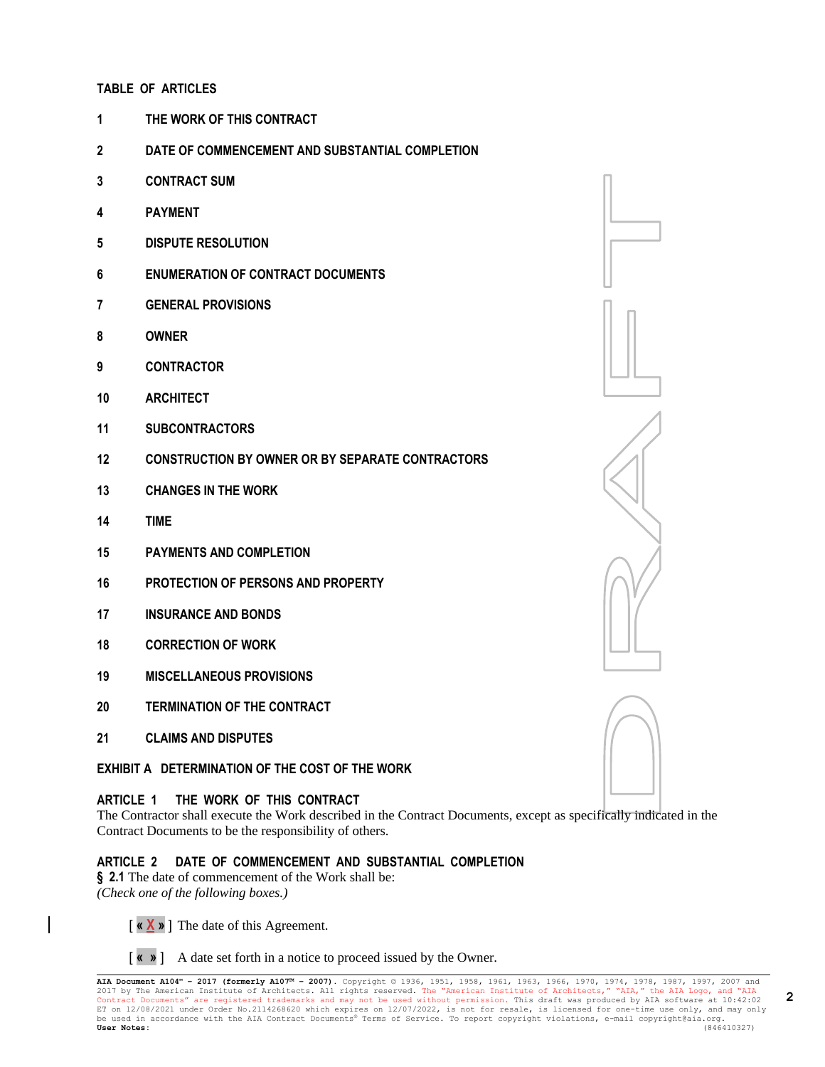**TABLE OF ARTICLES**

1 THE WORK OF THIS CONTRACT

2 DATE OF COMMENCEMENT AND SUBSTANTIAL COMPLETION

3 CONTRACT SUM

4 PAYMENT

5 DISPUTE RESOLUTION

6 ENUMERATION OF CONTRACT DOCUMENTS

7 GENERAL PROVISIONS

8 OWNER

9 CONTRACTOR

10 ARCHITECT

11 SUBCONTRACTORS

12 CONSTRUCTION BY OWNER OR BY SEPARATE CONTRACTORS

13 CHANGES IN THE WORK

14 TIME

15 PAYMENTS AND COMPLETION

16 PROTECTION OF PERSONS AND PROPERTY

17 INSURANCE AND BONDS

18 CORRECTION OF WORK

19 MISCELLANEOUS PROVISIONS

20 TERMINATION OF THE CONTRACT

21 CLAIMS AND DISPUTES

EXHIBIT A DETERMINATION OF THE COST OF THE WORK

## ARTICLE 1 THE WORK OF THIS CONTRACT

The Contractor shall execute the Work described in the Contract Documents, except as specifically indicated in the Contract Documents to be the responsibility of others.

## ARTICLE 2 DATE OF COMMENCEMENT AND SUBSTANTIAL COMPLETION

**§ 2.1** The date of commencement of the Work shall be:
*(Check one of the following boxes.)*

[ « X » ] The date of this Agreement.

[ « » ] A date set forth in a notice to proceed issued by the Owner.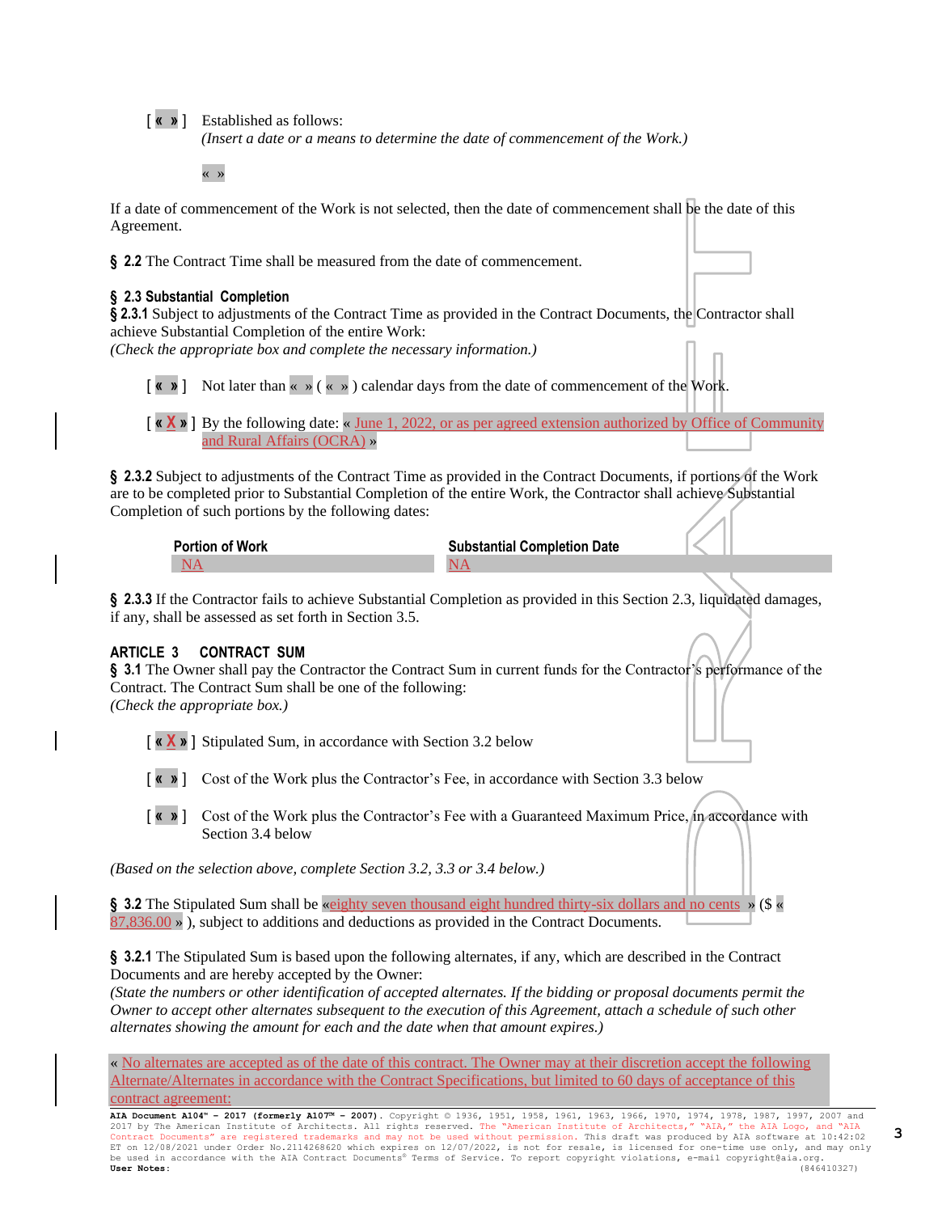[ « » ] Established as follows:
*(Insert a date or a means to determine the date of commencement of the Work.)*

« »

If a date of commencement of the Work is not selected, then the date of commencement shall be the date of this Agreement.

**§ 2.2** The Contract Time shall be measured from the date of commencement.

### § 2.3 Substantial Completion

**§ 2.3.1** Subject to adjustments of the Contract Time as provided in the Contract Documents, the Contractor shall achieve Substantial Completion of the entire Work:
*(Check the appropriate box and complete the necessary information.)*

[ « » ] Not later than « » ( « » ) calendar days from the date of commencement of the Work.

[ « X » ] By the following date: « June 1, 2022, or as per agreed extension authorized by Office of Community and Rural Affairs (OCRA) »

**§ 2.3.2** Subject to adjustments of the Contract Time as provided in the Contract Documents, if portions of the Work are to be completed prior to Substantial Completion of the entire Work, the Contractor shall achieve Substantial Completion of such portions by the following dates:

| Portion of Work | Substantial Completion Date |
|---|---|
| NA | NA |

**§ 2.3.3** If the Contractor fails to achieve Substantial Completion as provided in this Section 2.3, liquidated damages, if any, shall be assessed as set forth in Section 3.5.

## ARTICLE 3 CONTRACT SUM

**§ 3.1** The Owner shall pay the Contractor the Contract Sum in current funds for the Contractor's performance of the Contract. The Contract Sum shall be one of the following:
*(Check the appropriate box.)*

[ « X » ] Stipulated Sum, in accordance with Section 3.2 below

[ « » ] Cost of the Work plus the Contractor's Fee, in accordance with Section 3.3 below

[ « » ] Cost of the Work plus the Contractor's Fee with a Guaranteed Maximum Price, in accordance with Section 3.4 below

*(Based on the selection above, complete Section 3.2, 3.3 or 3.4 below.)*

**§ 3.2** The Stipulated Sum shall be «eighty seven thousand eight hundred thirty-six dollars and no cents » ($ « 87,836.00 » ), subject to additions and deductions as provided in the Contract Documents.

**§ 3.2.1** The Stipulated Sum is based upon the following alternates, if any, which are described in the Contract Documents and are hereby accepted by the Owner:
*(State the numbers or other identification of accepted alternates. If the bidding or proposal documents permit the Owner to accept other alternates subsequent to the execution of this Agreement, attach a schedule of such other alternates showing the amount for each and the date when that amount expires.)*

« No alternates are accepted as of the date of this contract. The Owner may at their discretion accept the following Alternate/Alternates in accordance with the Contract Specifications, but limited to 60 days of acceptance of this contract agreement:

**AIA Document A104™ – 2017 (formerly A107™ – 2007).** Copyright © 1936, 1951, 1958, 1961, 1963, 1966, 1970, 1974, 1978, 1987, 1997, 2007 and 2017 by The American Institute of Architects. All rights reserved. The "American Institute of Architects," "AIA," the AIA Logo, and "AIA Contract Documents" are registered trademarks and may not be used without permission. This draft was produced by AIA software at 10:42:02 ET on 12/08/2021 under Order No.2114268620 which expires on 12/07/2022, is not for resale, is licensed for one-time use only, and may only be used in accordance with the AIA Contract Documents® Terms of Service. To report copyright violations, e-mail copyright@aia.org.
**User Notes:** (846410327)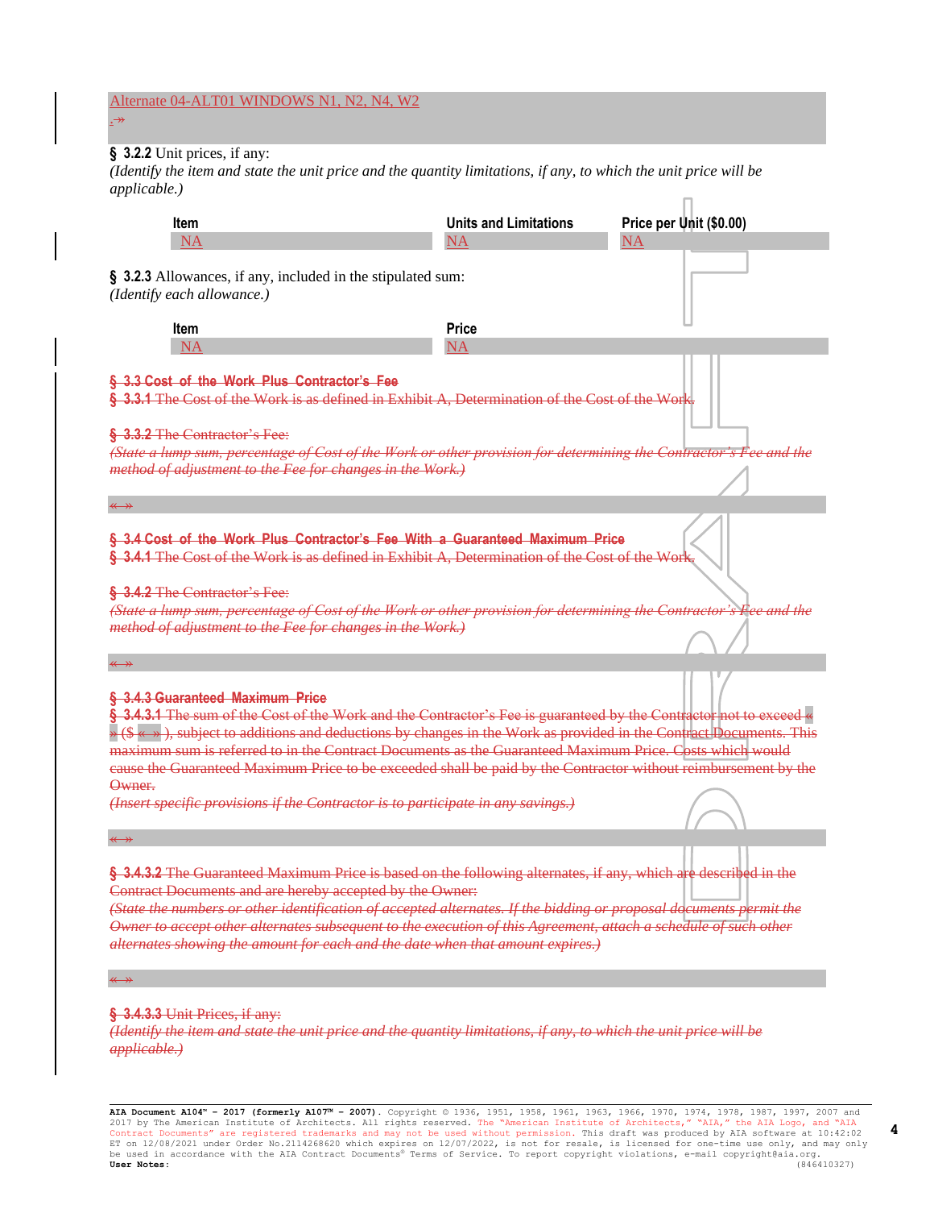Alternate 04-ALT01 WINDOWS N1, N2, N4, W2

.»

**§ 3.2.2** Unit prices, if any:

*(Identify the item and state the unit price and the quantity limitations, if any, to which the unit price will be applicable.)*

| Item | Units and Limitations | Price per Unit ($0.00) |
|---|---|---|
| NA | NA | NA |

**§ 3.2.3** Allowances, if any, included in the stipulated sum:

*(Identify each allowance.)*

| Item | Price |
|---|---|
| NA | NA |

~~**§ 3.3 Cost of the Work Plus Contractor's Fee**~~

~~**§ 3.3.1** The Cost of the Work is as defined in Exhibit A, Determination of the Cost of the Work.~~

~~**§ 3.3.2** The Contractor's Fee:~~

~~*(State a lump sum, percentage of Cost of the Work or other provision for determining the Contractor's Fee and the method of adjustment to the Fee for changes in the Work.)*~~

~~« »~~

~~**§ 3.4 Cost of the Work Plus Contractor's Fee With a Guaranteed Maximum Price**~~

~~**§ 3.4.1** The Cost of the Work is as defined in Exhibit A, Determination of the Cost of the Work.~~

~~**§ 3.4.2** The Contractor's Fee:~~

~~*(State a lump sum, percentage of Cost of the Work or other provision for determining the Contractor's Fee and the method of adjustment to the Fee for changes in the Work.)*~~

~~« »~~

~~**§ 3.4.3 Guaranteed Maximum Price**~~

~~**§ 3.4.3.1** The sum of the Cost of the Work and the Contractor's Fee is guaranteed by the Contractor not to exceed « » ($ « » ), subject to additions and deductions by changes in the Work as provided in the Contract Documents. This maximum sum is referred to in the Contract Documents as the Guaranteed Maximum Price. Costs which would cause the Guaranteed Maximum Price to be exceeded shall be paid by the Contractor without reimbursement by the Owner.~~

~~*(Insert specific provisions if the Contractor is to participate in any savings.)*~~

~~« »~~

~~**§ 3.4.3.2** The Guaranteed Maximum Price is based on the following alternates, if any, which are described in the Contract Documents and are hereby accepted by the Owner:~~

~~*(State the numbers or other identification of accepted alternates. If the bidding or proposal documents permit the Owner to accept other alternates subsequent to the execution of this Agreement, attach a schedule of such other alternates showing the amount for each and the date when that amount expires.)*~~

~~« »~~

~~**§ 3.4.3.3** Unit Prices, if any:~~

~~*(Identify the item and state the unit price and the quantity limitations, if any, to which the unit price will be applicable.)*~~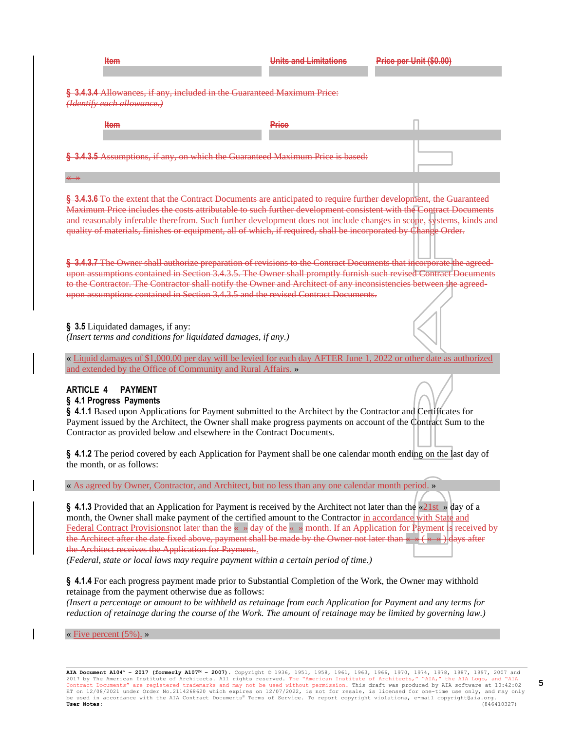| Item | Units and Limitations | Price per Unit ($0.00) |
| --- | --- | --- |
| | | |

**§ 3.4.3.4** Allowances, if any, included in the Guaranteed Maximum Price:
*(Identify each allowance.)*

| Item | Price |
| --- | --- |
| | |

**§ 3.4.3.5** Assumptions, if any, on which the Guaranteed Maximum Price is based:

« »

**§ 3.4.3.6** To the extent that the Contract Documents are anticipated to require further development, the Guaranteed Maximum Price includes the costs attributable to such further development consistent with the Contract Documents and reasonably inferable therefrom. Such further development does not include changes in scope, systems, kinds and quality of materials, finishes or equipment, all of which, if required, shall be incorporated by Change Order.

**§ 3.4.3.7** The Owner shall authorize preparation of revisions to the Contract Documents that incorporate the agreed-upon assumptions contained in Section 3.4.3.5. The Owner shall promptly furnish such revised Contract Documents to the Contractor. The Contractor shall notify the Owner and Architect of any inconsistencies between the agreed-upon assumptions contained in Section 3.4.3.5 and the revised Contract Documents.

**§ 3.5** Liquidated damages, if any:
*(Insert terms and conditions for liquidated damages, if any.)*

« Liquid damages of $1,000.00 per day will be levied for each day AFTER June 1, 2022 or other date as authorized and extended by the Office of Community and Rural Affairs. »

## ARTICLE 4 PAYMENT

### § 4.1 Progress Payments

**§ 4.1.1** Based upon Applications for Payment submitted to the Architect by the Contractor and Certificates for Payment issued by the Architect, the Owner shall make progress payments on account of the Contract Sum to the Contractor as provided below and elsewhere in the Contract Documents.

**§ 4.1.2** The period covered by each Application for Payment shall be one calendar month ending on the last day of the month, or as follows:

« As agreed by Owner, Contractor, and Architect, but no less than any one calendar month period. »

**§ 4.1.3** Provided that an Application for Payment is received by the Architect not later than the «21st » day of a month, the Owner shall make payment of the certified amount to the Contractor in accordance with State and Federal Contract Provisionsnot later than the « » day of the « » month. If an Application for Payment is received by the Architect after the date fixed above, payment shall be made by the Owner not later than « » ( « » ) days after the Architect receives the Application for Payment..
*(Federal, state or local laws may require payment within a certain period of time.)*

**§ 4.1.4** For each progress payment made prior to Substantial Completion of the Work, the Owner may withhold retainage from the payment otherwise due as follows:
*(Insert a percentage or amount to be withheld as retainage from each Application for Payment and any terms for reduction of retainage during the course of the Work. The amount of retainage may be limited by governing law.)*

« Five percent (5%). »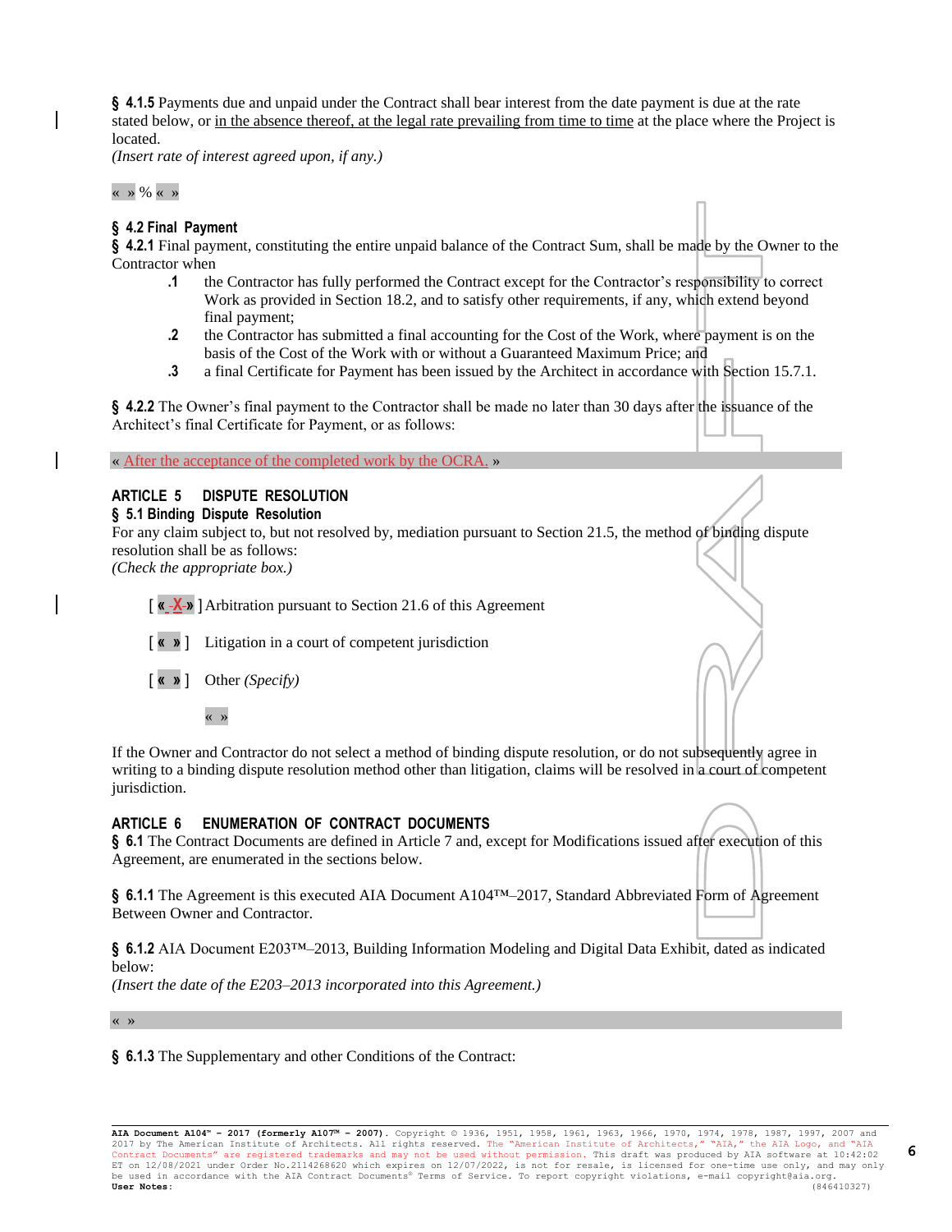**§ 4.1.5** Payments due and unpaid under the Contract shall bear interest from the date payment is due at the rate stated below, or in the absence thereof, at the legal rate prevailing from time to time at the place where the Project is located.
*(Insert rate of interest agreed upon, if any.)*

« » % « »

**§ 4.2 Final Payment**
**§ 4.2.1** Final payment, constituting the entire unpaid balance of the Contract Sum, shall be made by the Owner to the Contractor when

**.1** the Contractor has fully performed the Contract except for the Contractor's responsibility to correct Work as provided in Section 18.2, and to satisfy other requirements, if any, which extend beyond final payment;

**.2** the Contractor has submitted a final accounting for the Cost of the Work, where payment is on the basis of the Cost of the Work with or without a Guaranteed Maximum Price; and

**.3** a final Certificate for Payment has been issued by the Architect in accordance with Section 15.7.1.

**§ 4.2.2** The Owner's final payment to the Contractor shall be made no later than 30 days after the issuance of the Architect's final Certificate for Payment, or as follows:

« After the acceptance of the completed work by the OCRA. »

## ARTICLE 5 DISPUTE RESOLUTION

**§ 5.1 Binding Dispute Resolution**
For any claim subject to, but not resolved by, mediation pursuant to Section 21.5, the method of binding dispute resolution shall be as follows:
*(Check the appropriate box.)*

[ « X » ] Arbitration pursuant to Section 21.6 of this Agreement

[ « » ] Litigation in a court of competent jurisdiction

[ « » ] Other *(Specify)*

« »

If the Owner and Contractor do not select a method of binding dispute resolution, or do not subsequently agree in writing to a binding dispute resolution method other than litigation, claims will be resolved in a court of competent jurisdiction.

## ARTICLE 6 ENUMERATION OF CONTRACT DOCUMENTS

**§ 6.1** The Contract Documents are defined in Article 7 and, except for Modifications issued after execution of this Agreement, are enumerated in the sections below.

**§ 6.1.1** The Agreement is this executed AIA Document A104™–2017, Standard Abbreviated Form of Agreement Between Owner and Contractor.

**§ 6.1.2** AIA Document E203™–2013, Building Information Modeling and Digital Data Exhibit, dated as indicated below:
*(Insert the date of the E203–2013 incorporated into this Agreement.)*

« »

**§ 6.1.3** The Supplementary and other Conditions of the Contract: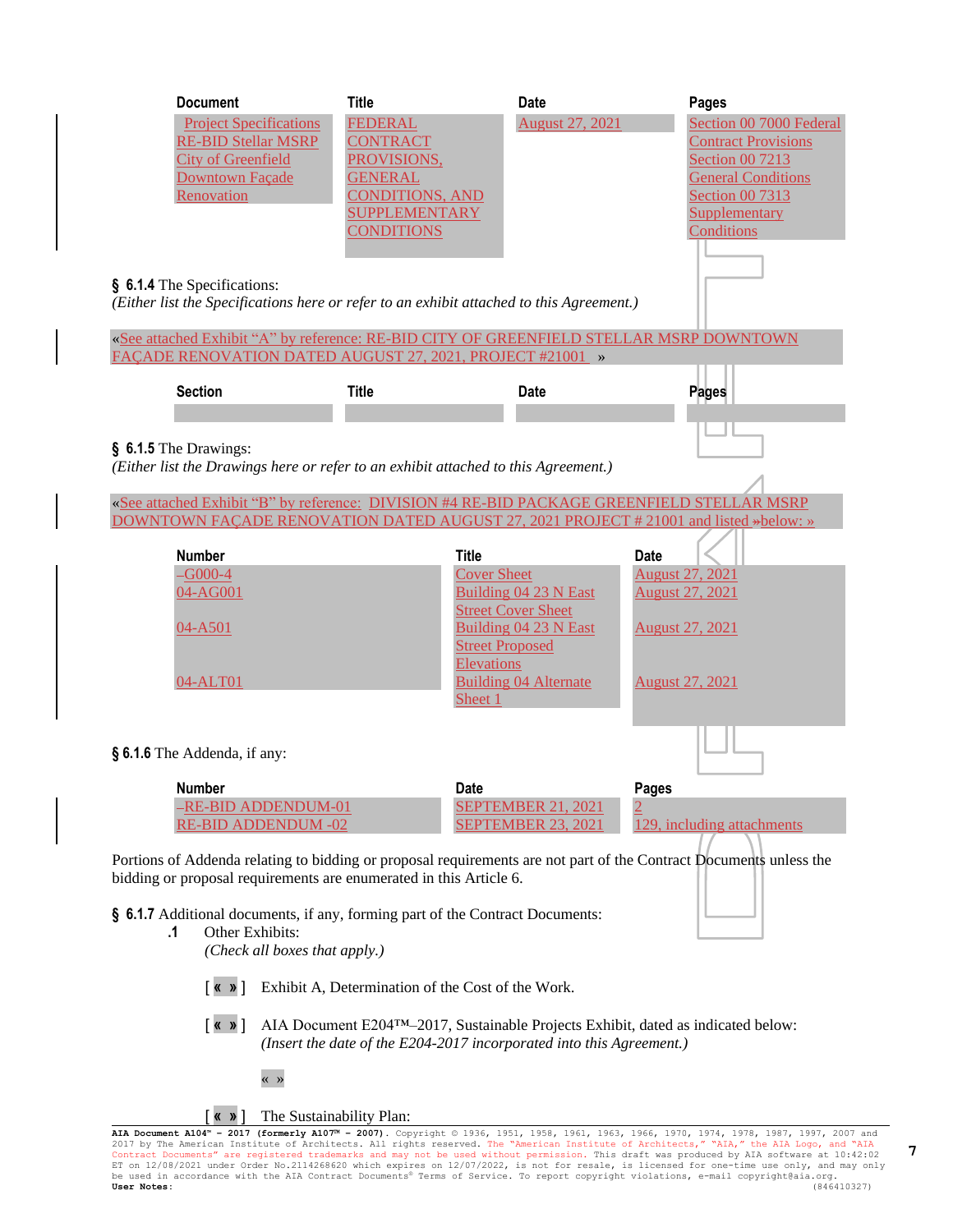| Document | Title | Date | Pages |
|---|---|---|---|
| Project Specifications RE-BID Stellar MSRP City of Greenfield Downtown Façade Renovation | FEDERAL CONTRACT PROVISIONS, GENERAL CONDITIONS, AND SUPPLEMENTARY CONDITIONS | August 27, 2021 | Section 00 7000 Federal Contract Provisions Section 00 7213 General Conditions Section 00 7313 Supplementary Conditions |

**§ 6.1.4** The Specifications:
*(Either list the Specifications here or refer to an exhibit attached to this Agreement.)*

«See attached Exhibit "A" by reference: RE-BID CITY OF GREENFIELD STELLAR MSRP DOWNTOWN FAÇADE RENOVATION DATED AUGUST 27, 2021, PROJECT #21001 »

| Section | Title | Date | Pages |
|---|---|---|---|
| | | | |

**§ 6.1.5** The Drawings:
*(Either list the Drawings here or refer to an exhibit attached to this Agreement.)*

«See attached Exhibit "B" by reference: DIVISION #4 RE-BID PACKAGE GREENFIELD STELLAR MSRP DOWNTOWN FAÇADE RENOVATION DATED AUGUST 27, 2021 PROJECT # 21001 and listed »below: »

| Number | Title | Date |
|---|---|---|
| G000-4 | Cover Sheet | August 27, 2021 |
| 04-AG001 | Building 04 23 N East Street Cover Sheet | August 27, 2021 |
| 04-A501 | Building 04 23 N East Street Proposed Elevations | August 27, 2021 |
| 04-ALT01 | Building 04 Alternate Sheet 1 | August 27, 2021 |

**§ 6.1.6** The Addenda, if any:

| Number | Date | Pages |
|---|---|---|
| RE-BID ADDENDUM-01 | SEPTEMBER 21, 2021 | 2 |
| RE-BID ADDENDUM -02 | SEPTEMBER 23, 2021 | 129, including attachments |

Portions of Addenda relating to bidding or proposal requirements are not part of the Contract Documents unless the bidding or proposal requirements are enumerated in this Article 6.

**§ 6.1.7** Additional documents, if any, forming part of the Contract Documents:

**.1** Other Exhibits:
*(Check all boxes that apply.)*

[ « » ] Exhibit A, Determination of the Cost of the Work.

[ « » ] AIA Document E204™–2017, Sustainable Projects Exhibit, dated as indicated below:
*(Insert the date of the E204-2017 incorporated into this Agreement.)*

« »

[ « » ] The Sustainability Plan: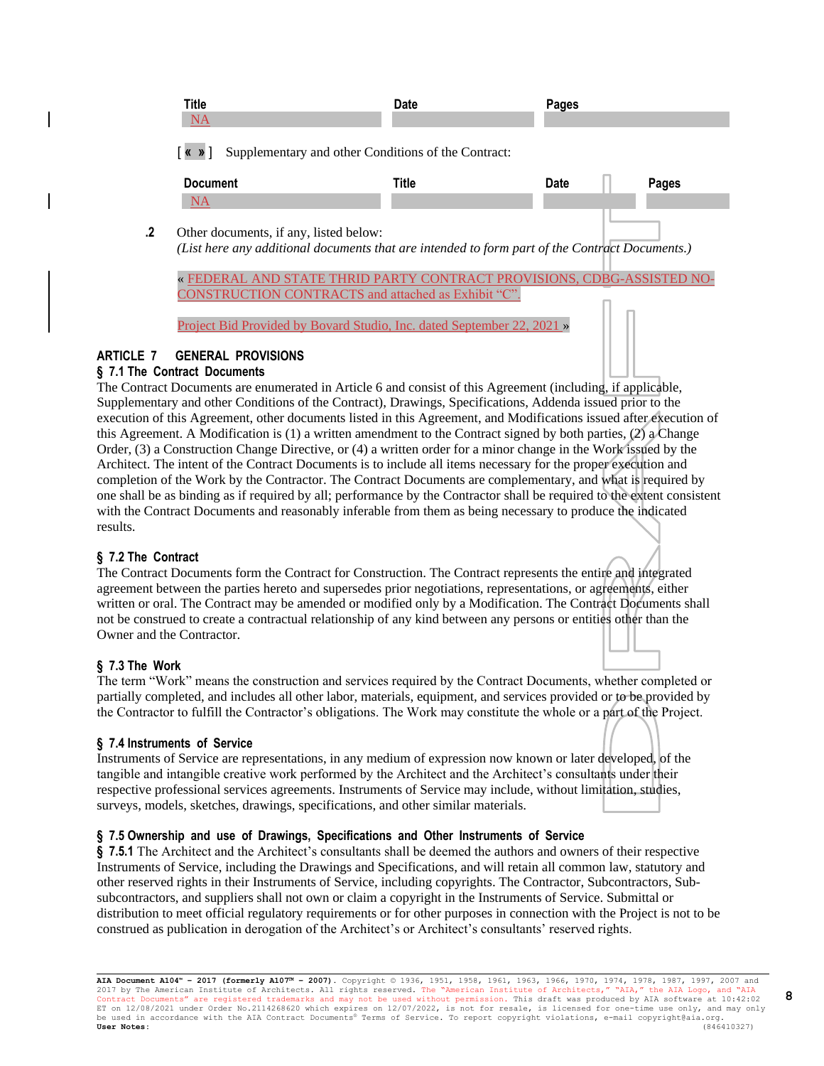| Title | Date | Pages |
|---|---|---|
| NA | | |

[ « » ] Supplementary and other Conditions of the Contract:

| Document | Title | Date | Pages |
|---|---|---|---|
| NA | | | |

**.2** Other documents, if any, listed below:
*(List here any additional documents that are intended to form part of the Contract Documents.)*

« FEDERAL AND STATE THRID PARTY CONTRACT PROVISIONS, CDBG-ASSISTED NO-CONSTRUCTION CONTRACTS and attached as Exhibit "C".

Project Bid Provided by Bovard Studio, Inc. dated September 22, 2021 »

## ARTICLE 7 GENERAL PROVISIONS

### § 7.1 The Contract Documents

The Contract Documents are enumerated in Article 6 and consist of this Agreement (including, if applicable, Supplementary and other Conditions of the Contract), Drawings, Specifications, Addenda issued prior to the execution of this Agreement, other documents listed in this Agreement, and Modifications issued after execution of this Agreement. A Modification is (1) a written amendment to the Contract signed by both parties, (2) a Change Order, (3) a Construction Change Directive, or (4) a written order for a minor change in the Work issued by the Architect. The intent of the Contract Documents is to include all items necessary for the proper execution and completion of the Work by the Contractor. The Contract Documents are complementary, and what is required by one shall be as binding as if required by all; performance by the Contractor shall be required to the extent consistent with the Contract Documents and reasonably inferable from them as being necessary to produce the indicated results.

### § 7.2 The Contract

The Contract Documents form the Contract for Construction. The Contract represents the entire and integrated agreement between the parties hereto and supersedes prior negotiations, representations, or agreements, either written or oral. The Contract may be amended or modified only by a Modification. The Contract Documents shall not be construed to create a contractual relationship of any kind between any persons or entities other than the Owner and the Contractor.

### § 7.3 The Work

The term "Work" means the construction and services required by the Contract Documents, whether completed or partially completed, and includes all other labor, materials, equipment, and services provided or to be provided by the Contractor to fulfill the Contractor's obligations. The Work may constitute the whole or a part of the Project.

### § 7.4 Instruments of Service

Instruments of Service are representations, in any medium of expression now known or later developed, of the tangible and intangible creative work performed by the Architect and the Architect's consultants under their respective professional services agreements. Instruments of Service may include, without limitation, studies, surveys, models, sketches, drawings, specifications, and other similar materials.

### § 7.5 Ownership and use of Drawings, Specifications and Other Instruments of Service

**§ 7.5.1** The Architect and the Architect's consultants shall be deemed the authors and owners of their respective Instruments of Service, including the Drawings and Specifications, and will retain all common law, statutory and other reserved rights in their Instruments of Service, including copyrights. The Contractor, Subcontractors, Sub-subcontractors, and suppliers shall not own or claim a copyright in the Instruments of Service. Submittal or distribution to meet official regulatory requirements or for other purposes in connection with the Project is not to be construed as publication in derogation of the Architect's or Architect's consultants' reserved rights.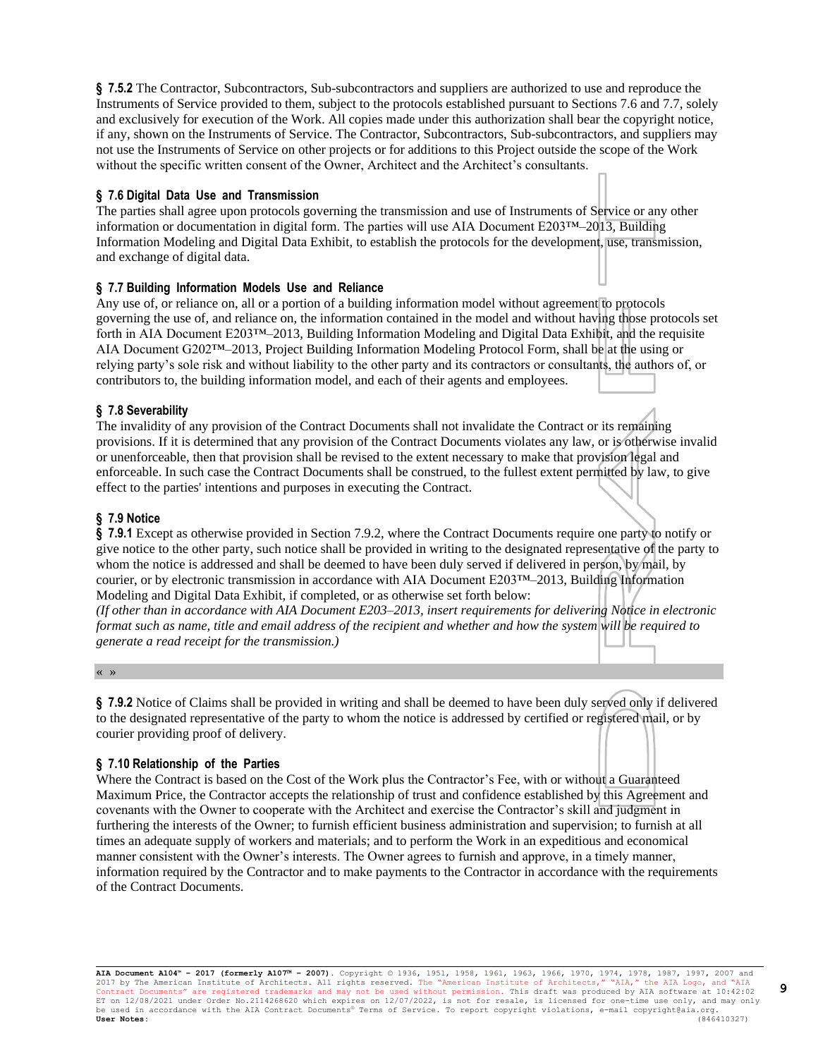**§ 7.5.2** The Contractor, Subcontractors, Sub-subcontractors and suppliers are authorized to use and reproduce the Instruments of Service provided to them, subject to the protocols established pursuant to Sections 7.6 and 7.7, solely and exclusively for execution of the Work. All copies made under this authorization shall bear the copyright notice, if any, shown on the Instruments of Service. The Contractor, Subcontractors, Sub-subcontractors, and suppliers may not use the Instruments of Service on other projects or for additions to this Project outside the scope of the Work without the specific written consent of the Owner, Architect and the Architect's consultants.

### § 7.6 Digital Data Use and Transmission

The parties shall agree upon protocols governing the transmission and use of Instruments of Service or any other information or documentation in digital form. The parties will use AIA Document E203™–2013, Building Information Modeling and Digital Data Exhibit, to establish the protocols for the development, use, transmission, and exchange of digital data.

### § 7.7 Building Information Models Use and Reliance

Any use of, or reliance on, all or a portion of a building information model without agreement to protocols governing the use of, and reliance on, the information contained in the model and without having those protocols set forth in AIA Document E203™–2013, Building Information Modeling and Digital Data Exhibit, and the requisite AIA Document G202™–2013, Project Building Information Modeling Protocol Form, shall be at the using or relying party's sole risk and without liability to the other party and its contractors or consultants, the authors of, or contributors to, the building information model, and each of their agents and employees.

### § 7.8 Severability

The invalidity of any provision of the Contract Documents shall not invalidate the Contract or its remaining provisions. If it is determined that any provision of the Contract Documents violates any law, or is otherwise invalid or unenforceable, then that provision shall be revised to the extent necessary to make that provision legal and enforceable. In such case the Contract Documents shall be construed, to the fullest extent permitted by law, to give effect to the parties' intentions and purposes in executing the Contract.

### § 7.9 Notice

**§ 7.9.1** Except as otherwise provided in Section 7.9.2, where the Contract Documents require one party to notify or give notice to the other party, such notice shall be provided in writing to the designated representative of the party to whom the notice is addressed and shall be deemed to have been duly served if delivered in person, by mail, by courier, or by electronic transmission in accordance with AIA Document E203™–2013, Building Information Modeling and Digital Data Exhibit, if completed, or as otherwise set forth below:

*(If other than in accordance with AIA Document E203–2013, insert requirements for delivering Notice in electronic format such as name, title and email address of the recipient and whether and how the system will be required to generate a read receipt for the transmission.)*

« »

**§ 7.9.2** Notice of Claims shall be provided in writing and shall be deemed to have been duly served only if delivered to the designated representative of the party to whom the notice is addressed by certified or registered mail, or by courier providing proof of delivery.

### § 7.10 Relationship of the Parties

Where the Contract is based on the Cost of the Work plus the Contractor's Fee, with or without a Guaranteed Maximum Price, the Contractor accepts the relationship of trust and confidence established by this Agreement and covenants with the Owner to cooperate with the Architect and exercise the Contractor's skill and judgment in furthering the interests of the Owner; to furnish efficient business administration and supervision; to furnish at all times an adequate supply of workers and materials; and to perform the Work in an expeditious and economical manner consistent with the Owner's interests. The Owner agrees to furnish and approve, in a timely manner, information required by the Contractor and to make payments to the Contractor in accordance with the requirements of the Contract Documents.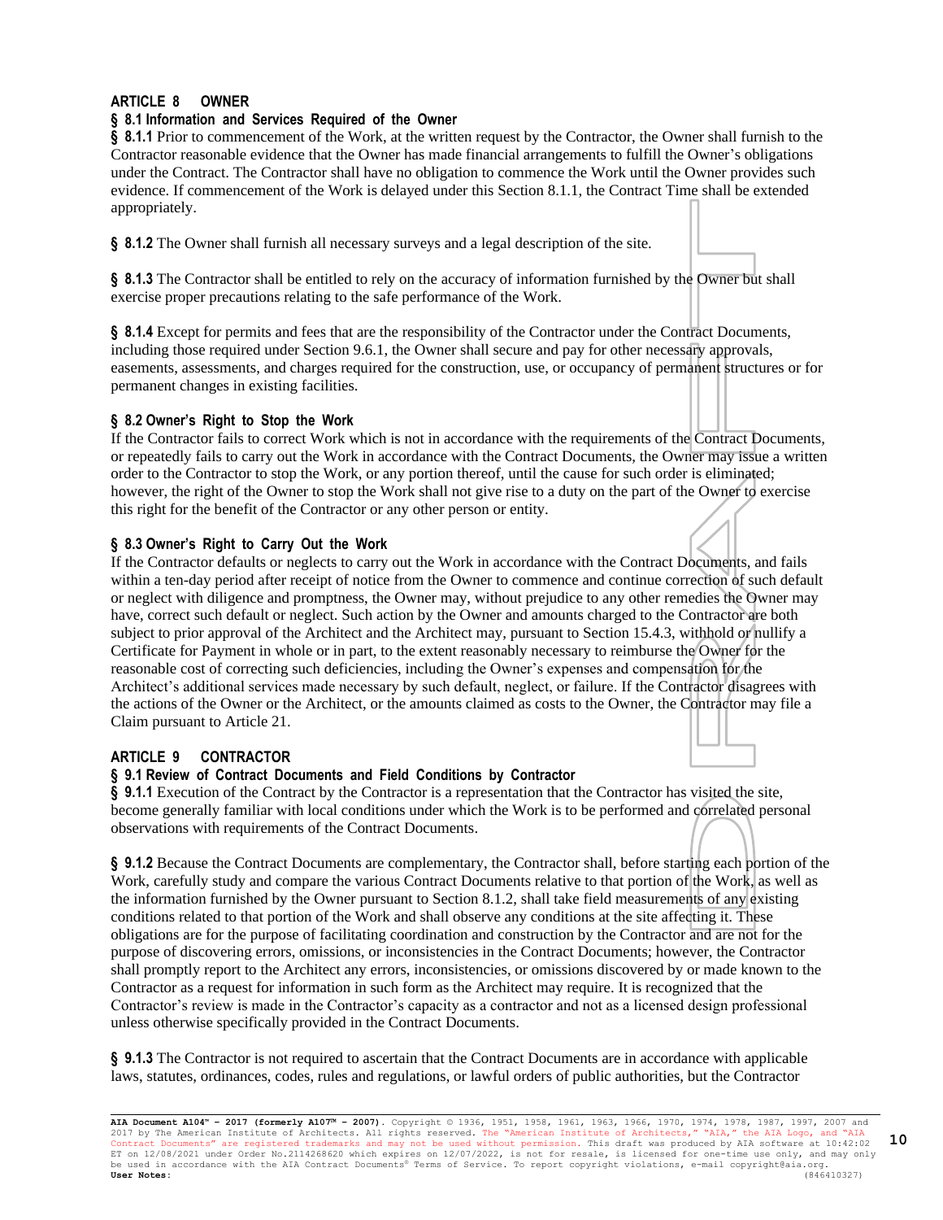## ARTICLE 8 OWNER

### § 8.1 Information and Services Required of the Owner

**§ 8.1.1** Prior to commencement of the Work, at the written request by the Contractor, the Owner shall furnish to the Contractor reasonable evidence that the Owner has made financial arrangements to fulfill the Owner's obligations under the Contract. The Contractor shall have no obligation to commence the Work until the Owner provides such evidence. If commencement of the Work is delayed under this Section 8.1.1, the Contract Time shall be extended appropriately.

**§ 8.1.2** The Owner shall furnish all necessary surveys and a legal description of the site.

**§ 8.1.3** The Contractor shall be entitled to rely on the accuracy of information furnished by the Owner but shall exercise proper precautions relating to the safe performance of the Work.

**§ 8.1.4** Except for permits and fees that are the responsibility of the Contractor under the Contract Documents, including those required under Section 9.6.1, the Owner shall secure and pay for other necessary approvals, easements, assessments, and charges required for the construction, use, or occupancy of permanent structures or for permanent changes in existing facilities.

### § 8.2 Owner's Right to Stop the Work

If the Contractor fails to correct Work which is not in accordance with the requirements of the Contract Documents, or repeatedly fails to carry out the Work in accordance with the Contract Documents, the Owner may issue a written order to the Contractor to stop the Work, or any portion thereof, until the cause for such order is eliminated; however, the right of the Owner to stop the Work shall not give rise to a duty on the part of the Owner to exercise this right for the benefit of the Contractor or any other person or entity.

### § 8.3 Owner's Right to Carry Out the Work

If the Contractor defaults or neglects to carry out the Work in accordance with the Contract Documents, and fails within a ten-day period after receipt of notice from the Owner to commence and continue correction of such default or neglect with diligence and promptness, the Owner may, without prejudice to any other remedies the Owner may have, correct such default or neglect. Such action by the Owner and amounts charged to the Contractor are both subject to prior approval of the Architect and the Architect may, pursuant to Section 15.4.3, withhold or nullify a Certificate for Payment in whole or in part, to the extent reasonably necessary to reimburse the Owner for the reasonable cost of correcting such deficiencies, including the Owner's expenses and compensation for the Architect's additional services made necessary by such default, neglect, or failure. If the Contractor disagrees with the actions of the Owner or the Architect, or the amounts claimed as costs to the Owner, the Contractor may file a Claim pursuant to Article 21.

## ARTICLE 9 CONTRACTOR

### § 9.1 Review of Contract Documents and Field Conditions by Contractor

**§ 9.1.1** Execution of the Contract by the Contractor is a representation that the Contractor has visited the site, become generally familiar with local conditions under which the Work is to be performed and correlated personal observations with requirements of the Contract Documents.

**§ 9.1.2** Because the Contract Documents are complementary, the Contractor shall, before starting each portion of the Work, carefully study and compare the various Contract Documents relative to that portion of the Work, as well as the information furnished by the Owner pursuant to Section 8.1.2, shall take field measurements of any existing conditions related to that portion of the Work and shall observe any conditions at the site affecting it. These obligations are for the purpose of facilitating coordination and construction by the Contractor and are not for the purpose of discovering errors, omissions, or inconsistencies in the Contract Documents; however, the Contractor shall promptly report to the Architect any errors, inconsistencies, or omissions discovered by or made known to the Contractor as a request for information in such form as the Architect may require. It is recognized that the Contractor's review is made in the Contractor's capacity as a contractor and not as a licensed design professional unless otherwise specifically provided in the Contract Documents.

**§ 9.1.3** The Contractor is not required to ascertain that the Contract Documents are in accordance with applicable laws, statutes, ordinances, codes, rules and regulations, or lawful orders of public authorities, but the Contractor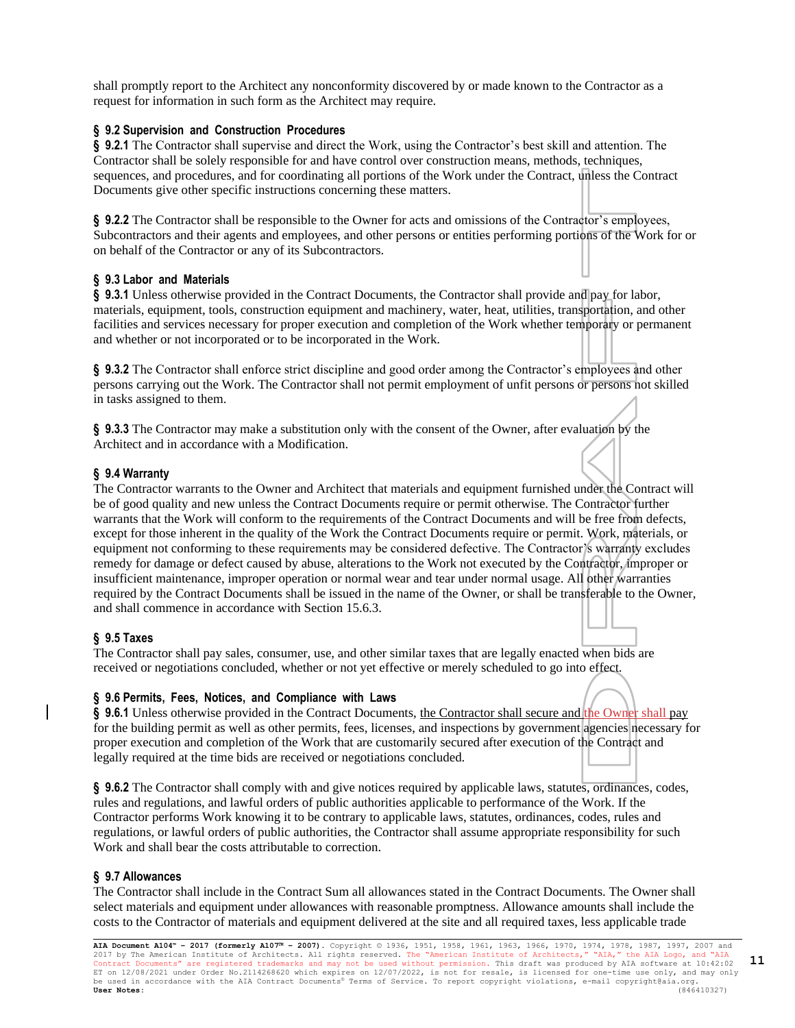shall promptly report to the Architect any nonconformity discovered by or made known to the Contractor as a request for information in such form as the Architect may require.

### § 9.2 Supervision and Construction Procedures

**§ 9.2.1** The Contractor shall supervise and direct the Work, using the Contractor's best skill and attention. The Contractor shall be solely responsible for and have control over construction means, methods, techniques, sequences, and procedures, and for coordinating all portions of the Work under the Contract, unless the Contract Documents give other specific instructions concerning these matters.

**§ 9.2.2** The Contractor shall be responsible to the Owner for acts and omissions of the Contractor's employees, Subcontractors and their agents and employees, and other persons or entities performing portions of the Work for or on behalf of the Contractor or any of its Subcontractors.

### § 9.3 Labor and Materials

**§ 9.3.1** Unless otherwise provided in the Contract Documents, the Contractor shall provide and pay for labor, materials, equipment, tools, construction equipment and machinery, water, heat, utilities, transportation, and other facilities and services necessary for proper execution and completion of the Work whether temporary or permanent and whether or not incorporated or to be incorporated in the Work.

**§ 9.3.2** The Contractor shall enforce strict discipline and good order among the Contractor's employees and other persons carrying out the Work. The Contractor shall not permit employment of unfit persons or persons not skilled in tasks assigned to them.

**§ 9.3.3** The Contractor may make a substitution only with the consent of the Owner, after evaluation by the Architect and in accordance with a Modification.

### § 9.4 Warranty

The Contractor warrants to the Owner and Architect that materials and equipment furnished under the Contract will be of good quality and new unless the Contract Documents require or permit otherwise. The Contractor further warrants that the Work will conform to the requirements of the Contract Documents and will be free from defects, except for those inherent in the quality of the Work the Contract Documents require or permit. Work, materials, or equipment not conforming to these requirements may be considered defective. The Contractor's warranty excludes remedy for damage or defect caused by abuse, alterations to the Work not executed by the Contractor, improper or insufficient maintenance, improper operation or normal wear and tear under normal usage. All other warranties required by the Contract Documents shall be issued in the name of the Owner, or shall be transferable to the Owner, and shall commence in accordance with Section 15.6.3.

### § 9.5 Taxes

The Contractor shall pay sales, consumer, use, and other similar taxes that are legally enacted when bids are received or negotiations concluded, whether or not yet effective or merely scheduled to go into effect.

### § 9.6 Permits, Fees, Notices, and Compliance with Laws

**§ 9.6.1** Unless otherwise provided in the Contract Documents, the Contractor shall secure and the Owner shall pay for the building permit as well as other permits, fees, licenses, and inspections by government agencies necessary for proper execution and completion of the Work that are customarily secured after execution of the Contract and legally required at the time bids are received or negotiations concluded.

**§ 9.6.2** The Contractor shall comply with and give notices required by applicable laws, statutes, ordinances, codes, rules and regulations, and lawful orders of public authorities applicable to performance of the Work. If the Contractor performs Work knowing it to be contrary to applicable laws, statutes, ordinances, codes, rules and regulations, or lawful orders of public authorities, the Contractor shall assume appropriate responsibility for such Work and shall bear the costs attributable to correction.

### § 9.7 Allowances

The Contractor shall include in the Contract Sum all allowances stated in the Contract Documents. The Owner shall select materials and equipment under allowances with reasonable promptness. Allowance amounts shall include the costs to the Contractor of materials and equipment delivered at the site and all required taxes, less applicable trade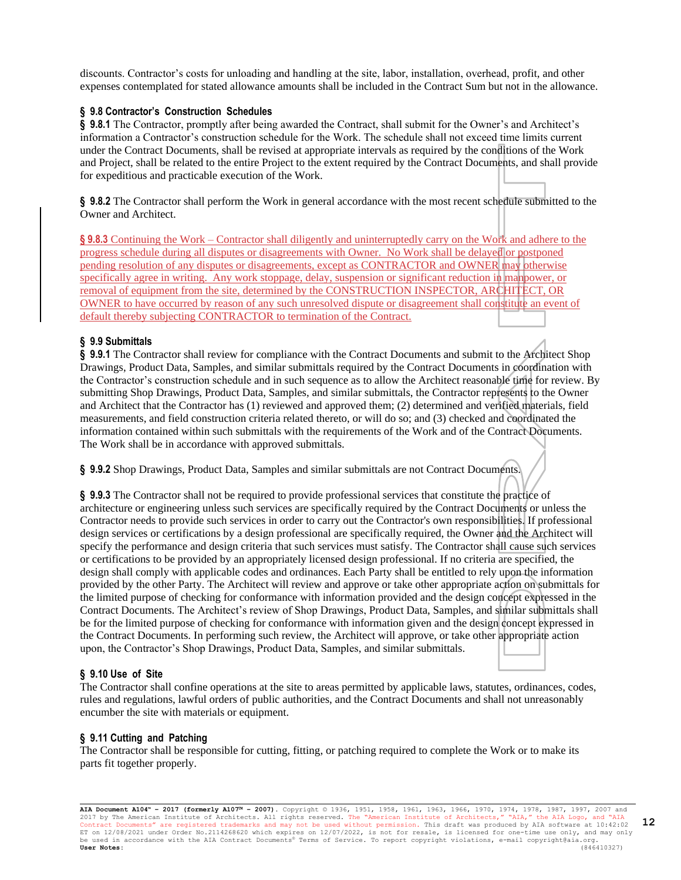discounts. Contractor's costs for unloading and handling at the site, labor, installation, overhead, profit, and other expenses contemplated for stated allowance amounts shall be included in the Contract Sum but not in the allowance.

### § 9.8 Contractor's Construction Schedules

**§ 9.8.1** The Contractor, promptly after being awarded the Contract, shall submit for the Owner's and Architect's information a Contractor's construction schedule for the Work. The schedule shall not exceed time limits current under the Contract Documents, shall be revised at appropriate intervals as required by the conditions of the Work and Project, shall be related to the entire Project to the extent required by the Contract Documents, and shall provide for expeditious and practicable execution of the Work.

**§ 9.8.2** The Contractor shall perform the Work in general accordance with the most recent schedule submitted to the Owner and Architect.

**§ 9.8.3** Continuing the Work – Contractor shall diligently and uninterruptedly carry on the Work and adhere to the progress schedule during all disputes or disagreements with Owner. No Work shall be delayed or postponed pending resolution of any disputes or disagreements, except as CONTRACTOR and OWNER may otherwise specifically agree in writing. Any work stoppage, delay, suspension or significant reduction in manpower, or removal of equipment from the site, determined by the CONSTRUCTION INSPECTOR, ARCHITECT, OR OWNER to have occurred by reason of any such unresolved dispute or disagreement shall constitute an event of default thereby subjecting CONTRACTOR to termination of the Contract.

### § 9.9 Submittals

**§ 9.9.1** The Contractor shall review for compliance with the Contract Documents and submit to the Architect Shop Drawings, Product Data, Samples, and similar submittals required by the Contract Documents in coordination with the Contractor's construction schedule and in such sequence as to allow the Architect reasonable time for review. By submitting Shop Drawings, Product Data, Samples, and similar submittals, the Contractor represents to the Owner and Architect that the Contractor has (1) reviewed and approved them; (2) determined and verified materials, field measurements, and field construction criteria related thereto, or will do so; and (3) checked and coordinated the information contained within such submittals with the requirements of the Work and of the Contract Documents. The Work shall be in accordance with approved submittals.

**§ 9.9.2** Shop Drawings, Product Data, Samples and similar submittals are not Contract Documents.

**§ 9.9.3** The Contractor shall not be required to provide professional services that constitute the practice of architecture or engineering unless such services are specifically required by the Contract Documents or unless the Contractor needs to provide such services in order to carry out the Contractor's own responsibilities. If professional design services or certifications by a design professional are specifically required, the Owner and the Architect will specify the performance and design criteria that such services must satisfy. The Contractor shall cause such services or certifications to be provided by an appropriately licensed design professional. If no criteria are specified, the design shall comply with applicable codes and ordinances. Each Party shall be entitled to rely upon the information provided by the other Party. The Architect will review and approve or take other appropriate action on submittals for the limited purpose of checking for conformance with information provided and the design concept expressed in the Contract Documents. The Architect's review of Shop Drawings, Product Data, Samples, and similar submittals shall be for the limited purpose of checking for conformance with information given and the design concept expressed in the Contract Documents. In performing such review, the Architect will approve, or take other appropriate action upon, the Contractor's Shop Drawings, Product Data, Samples, and similar submittals.

### § 9.10 Use of Site

The Contractor shall confine operations at the site to areas permitted by applicable laws, statutes, ordinances, codes, rules and regulations, lawful orders of public authorities, and the Contract Documents and shall not unreasonably encumber the site with materials or equipment.

### § 9.11 Cutting and Patching

The Contractor shall be responsible for cutting, fitting, or patching required to complete the Work or to make its parts fit together properly.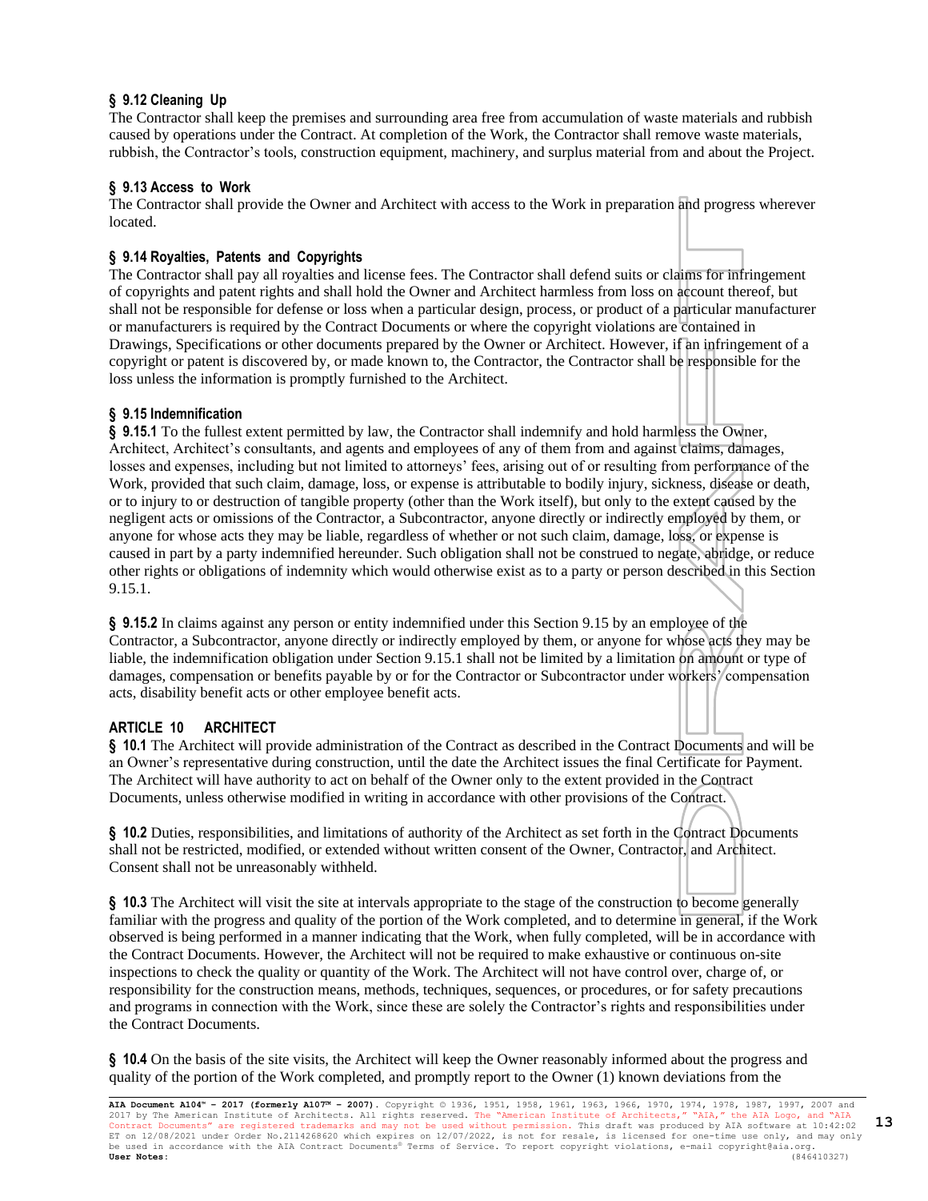### § 9.12 Cleaning Up

The Contractor shall keep the premises and surrounding area free from accumulation of waste materials and rubbish caused by operations under the Contract. At completion of the Work, the Contractor shall remove waste materials, rubbish, the Contractor's tools, construction equipment, machinery, and surplus material from and about the Project.

### § 9.13 Access to Work

The Contractor shall provide the Owner and Architect with access to the Work in preparation and progress wherever located.

### § 9.14 Royalties, Patents and Copyrights

The Contractor shall pay all royalties and license fees. The Contractor shall defend suits or claims for infringement of copyrights and patent rights and shall hold the Owner and Architect harmless from loss on account thereof, but shall not be responsible for defense or loss when a particular design, process, or product of a particular manufacturer or manufacturers is required by the Contract Documents or where the copyright violations are contained in Drawings, Specifications or other documents prepared by the Owner or Architect. However, if an infringement of a copyright or patent is discovered by, or made known to, the Contractor, the Contractor shall be responsible for the loss unless the information is promptly furnished to the Architect.

### § 9.15 Indemnification

**§ 9.15.1** To the fullest extent permitted by law, the Contractor shall indemnify and hold harmless the Owner, Architect, Architect's consultants, and agents and employees of any of them from and against claims, damages, losses and expenses, including but not limited to attorneys' fees, arising out of or resulting from performance of the Work, provided that such claim, damage, loss, or expense is attributable to bodily injury, sickness, disease or death, or to injury to or destruction of tangible property (other than the Work itself), but only to the extent caused by the negligent acts or omissions of the Contractor, a Subcontractor, anyone directly or indirectly employed by them, or anyone for whose acts they may be liable, regardless of whether or not such claim, damage, loss, or expense is caused in part by a party indemnified hereunder. Such obligation shall not be construed to negate, abridge, or reduce other rights or obligations of indemnity which would otherwise exist as to a party or person described in this Section 9.15.1.

**§ 9.15.2** In claims against any person or entity indemnified under this Section 9.15 by an employee of the Contractor, a Subcontractor, anyone directly or indirectly employed by them, or anyone for whose acts they may be liable, the indemnification obligation under Section 9.15.1 shall not be limited by a limitation on amount or type of damages, compensation or benefits payable by or for the Contractor or Subcontractor under workers' compensation acts, disability benefit acts or other employee benefit acts.

## ARTICLE 10 ARCHITECT

**§ 10.1** The Architect will provide administration of the Contract as described in the Contract Documents and will be an Owner's representative during construction, until the date the Architect issues the final Certificate for Payment. The Architect will have authority to act on behalf of the Owner only to the extent provided in the Contract Documents, unless otherwise modified in writing in accordance with other provisions of the Contract.

**§ 10.2** Duties, responsibilities, and limitations of authority of the Architect as set forth in the Contract Documents shall not be restricted, modified, or extended without written consent of the Owner, Contractor, and Architect. Consent shall not be unreasonably withheld.

**§ 10.3** The Architect will visit the site at intervals appropriate to the stage of the construction to become generally familiar with the progress and quality of the portion of the Work completed, and to determine in general, if the Work observed is being performed in a manner indicating that the Work, when fully completed, will be in accordance with the Contract Documents. However, the Architect will not be required to make exhaustive or continuous on-site inspections to check the quality or quantity of the Work. The Architect will not have control over, charge of, or responsibility for the construction means, methods, techniques, sequences, or procedures, or for safety precautions and programs in connection with the Work, since these are solely the Contractor's rights and responsibilities under the Contract Documents.

**§ 10.4** On the basis of the site visits, the Architect will keep the Owner reasonably informed about the progress and quality of the portion of the Work completed, and promptly report to the Owner (1) known deviations from the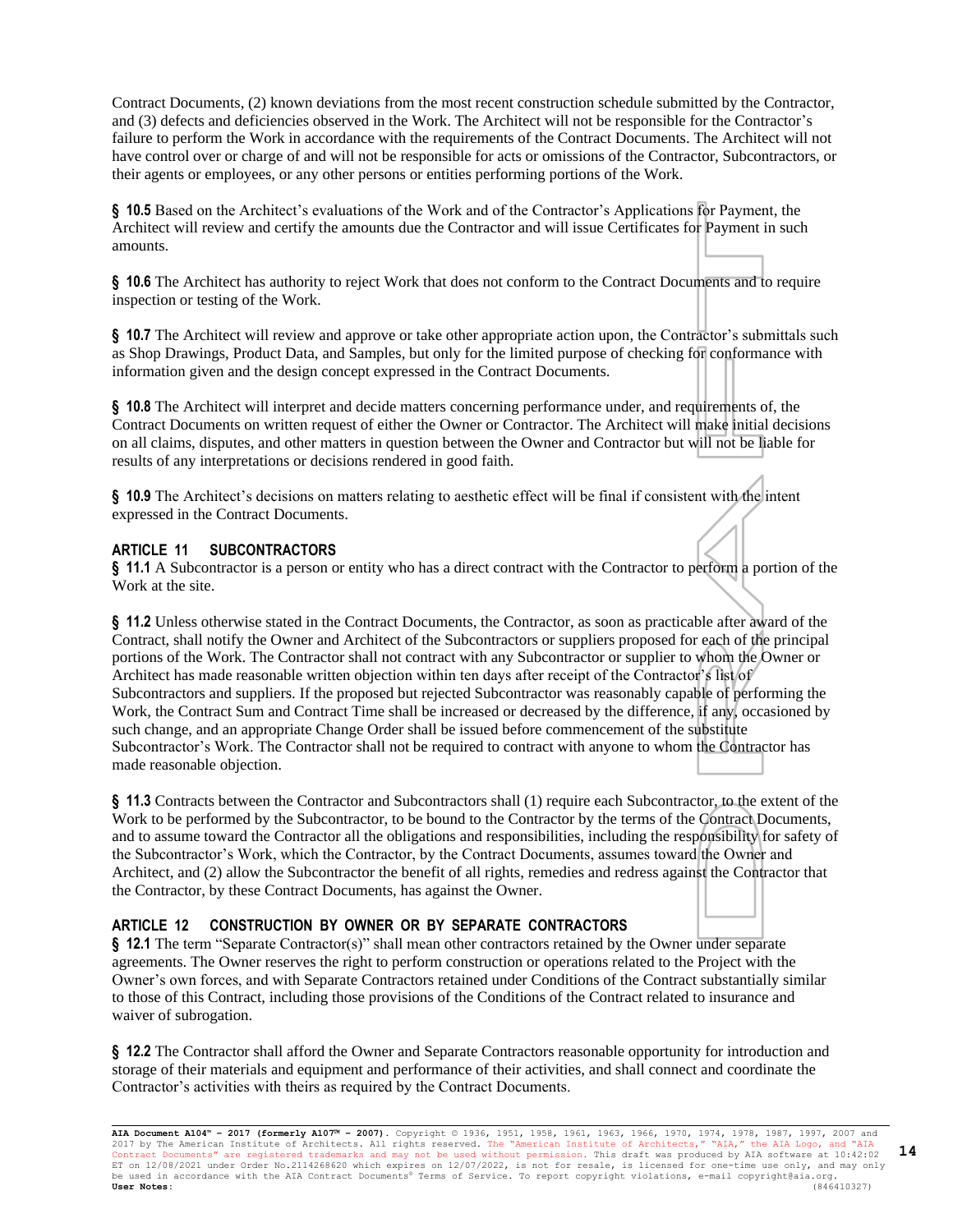Contract Documents, (2) known deviations from the most recent construction schedule submitted by the Contractor, and (3) defects and deficiencies observed in the Work. The Architect will not be responsible for the Contractor's failure to perform the Work in accordance with the requirements of the Contract Documents. The Architect will not have control over or charge of and will not be responsible for acts or omissions of the Contractor, Subcontractors, or their agents or employees, or any other persons or entities performing portions of the Work.

**§ 10.5** Based on the Architect's evaluations of the Work and of the Contractor's Applications for Payment, the Architect will review and certify the amounts due the Contractor and will issue Certificates for Payment in such amounts.

**§ 10.6** The Architect has authority to reject Work that does not conform to the Contract Documents and to require inspection or testing of the Work.

**§ 10.7** The Architect will review and approve or take other appropriate action upon, the Contractor's submittals such as Shop Drawings, Product Data, and Samples, but only for the limited purpose of checking for conformance with information given and the design concept expressed in the Contract Documents.

**§ 10.8** The Architect will interpret and decide matters concerning performance under, and requirements of, the Contract Documents on written request of either the Owner or Contractor. The Architect will make initial decisions on all claims, disputes, and other matters in question between the Owner and Contractor but will not be liable for results of any interpretations or decisions rendered in good faith.

**§ 10.9** The Architect's decisions on matters relating to aesthetic effect will be final if consistent with the intent expressed in the Contract Documents.

## ARTICLE 11 SUBCONTRACTORS

**§ 11.1** A Subcontractor is a person or entity who has a direct contract with the Contractor to perform a portion of the Work at the site.

**§ 11.2** Unless otherwise stated in the Contract Documents, the Contractor, as soon as practicable after award of the Contract, shall notify the Owner and Architect of the Subcontractors or suppliers proposed for each of the principal portions of the Work. The Contractor shall not contract with any Subcontractor or supplier to whom the Owner or Architect has made reasonable written objection within ten days after receipt of the Contractor's list of Subcontractors and suppliers. If the proposed but rejected Subcontractor was reasonably capable of performing the Work, the Contract Sum and Contract Time shall be increased or decreased by the difference, if any, occasioned by such change, and an appropriate Change Order shall be issued before commencement of the substitute Subcontractor's Work. The Contractor shall not be required to contract with anyone to whom the Contractor has made reasonable objection.

**§ 11.3** Contracts between the Contractor and Subcontractors shall (1) require each Subcontractor, to the extent of the Work to be performed by the Subcontractor, to be bound to the Contractor by the terms of the Contract Documents, and to assume toward the Contractor all the obligations and responsibilities, including the responsibility for safety of the Subcontractor's Work, which the Contractor, by the Contract Documents, assumes toward the Owner and Architect, and (2) allow the Subcontractor the benefit of all rights, remedies and redress against the Contractor that the Contractor, by these Contract Documents, has against the Owner.

## ARTICLE 12 CONSTRUCTION BY OWNER OR BY SEPARATE CONTRACTORS

**§ 12.1** The term "Separate Contractor(s)" shall mean other contractors retained by the Owner under separate agreements. The Owner reserves the right to perform construction or operations related to the Project with the Owner's own forces, and with Separate Contractors retained under Conditions of the Contract substantially similar to those of this Contract, including those provisions of the Conditions of the Contract related to insurance and waiver of subrogation.

**§ 12.2** The Contractor shall afford the Owner and Separate Contractors reasonable opportunity for introduction and storage of their materials and equipment and performance of their activities, and shall connect and coordinate the Contractor's activities with theirs as required by the Contract Documents.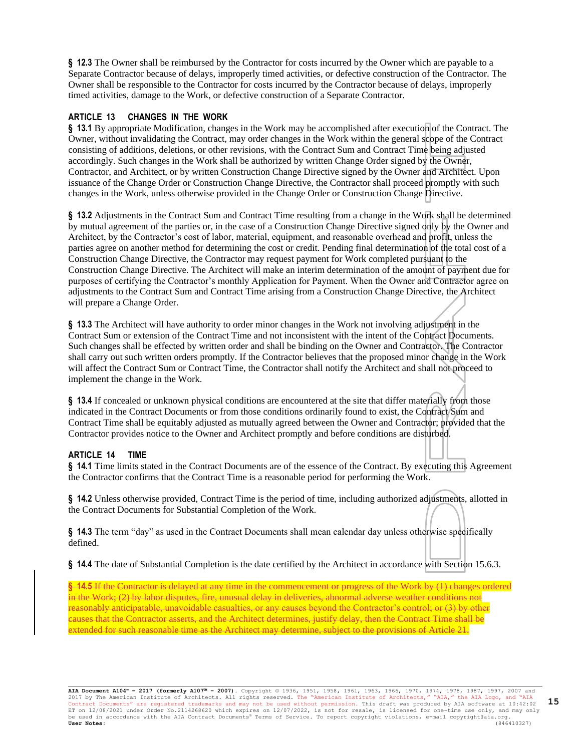**§ 12.3** The Owner shall be reimbursed by the Contractor for costs incurred by the Owner which are payable to a Separate Contractor because of delays, improperly timed activities, or defective construction of the Contractor. The Owner shall be responsible to the Contractor for costs incurred by the Contractor because of delays, improperly timed activities, damage to the Work, or defective construction of a Separate Contractor.

## ARTICLE 13 CHANGES IN THE WORK

**§ 13.1** By appropriate Modification, changes in the Work may be accomplished after execution of the Contract. The Owner, without invalidating the Contract, may order changes in the Work within the general scope of the Contract consisting of additions, deletions, or other revisions, with the Contract Sum and Contract Time being adjusted accordingly. Such changes in the Work shall be authorized by written Change Order signed by the Owner, Contractor, and Architect, or by written Construction Change Directive signed by the Owner and Architect. Upon issuance of the Change Order or Construction Change Directive, the Contractor shall proceed promptly with such changes in the Work, unless otherwise provided in the Change Order or Construction Change Directive.

**§ 13.2** Adjustments in the Contract Sum and Contract Time resulting from a change in the Work shall be determined by mutual agreement of the parties or, in the case of a Construction Change Directive signed only by the Owner and Architect, by the Contractor's cost of labor, material, equipment, and reasonable overhead and profit, unless the parties agree on another method for determining the cost or credit. Pending final determination of the total cost of a Construction Change Directive, the Contractor may request payment for Work completed pursuant to the Construction Change Directive. The Architect will make an interim determination of the amount of payment due for purposes of certifying the Contractor's monthly Application for Payment. When the Owner and Contractor agree on adjustments to the Contract Sum and Contract Time arising from a Construction Change Directive, the Architect will prepare a Change Order.

**§ 13.3** The Architect will have authority to order minor changes in the Work not involving adjustment in the Contract Sum or extension of the Contract Time and not inconsistent with the intent of the Contract Documents. Such changes shall be effected by written order and shall be binding on the Owner and Contractor. The Contractor shall carry out such written orders promptly. If the Contractor believes that the proposed minor change in the Work will affect the Contract Sum or Contract Time, the Contractor shall notify the Architect and shall not proceed to implement the change in the Work.

**§ 13.4** If concealed or unknown physical conditions are encountered at the site that differ materially from those indicated in the Contract Documents or from those conditions ordinarily found to exist, the Contract Sum and Contract Time shall be equitably adjusted as mutually agreed between the Owner and Contractor; provided that the Contractor provides notice to the Owner and Architect promptly and before conditions are disturbed.

## ARTICLE 14 TIME

**§ 14.1** Time limits stated in the Contract Documents are of the essence of the Contract. By executing this Agreement the Contractor confirms that the Contract Time is a reasonable period for performing the Work.

**§ 14.2** Unless otherwise provided, Contract Time is the period of time, including authorized adjustments, allotted in the Contract Documents for Substantial Completion of the Work.

**§ 14.3** The term "day" as used in the Contract Documents shall mean calendar day unless otherwise specifically defined.

**§ 14.4** The date of Substantial Completion is the date certified by the Architect in accordance with Section 15.6.3.

~~**§ 14.5** If the Contractor is delayed at any time in the commencement or progress of the Work by (1) changes ordered in the Work; (2) by labor disputes, fire, unusual delay in deliveries, abnormal adverse weather conditions not reasonably anticipatable, unavoidable casualties, or any causes beyond the Contractor's control; or (3) by other causes that the Contractor asserts, and the Architect determines, justify delay, then the Contract Time shall be extended for such reasonable time as the Architect may determine, subject to the provisions of Article 21.~~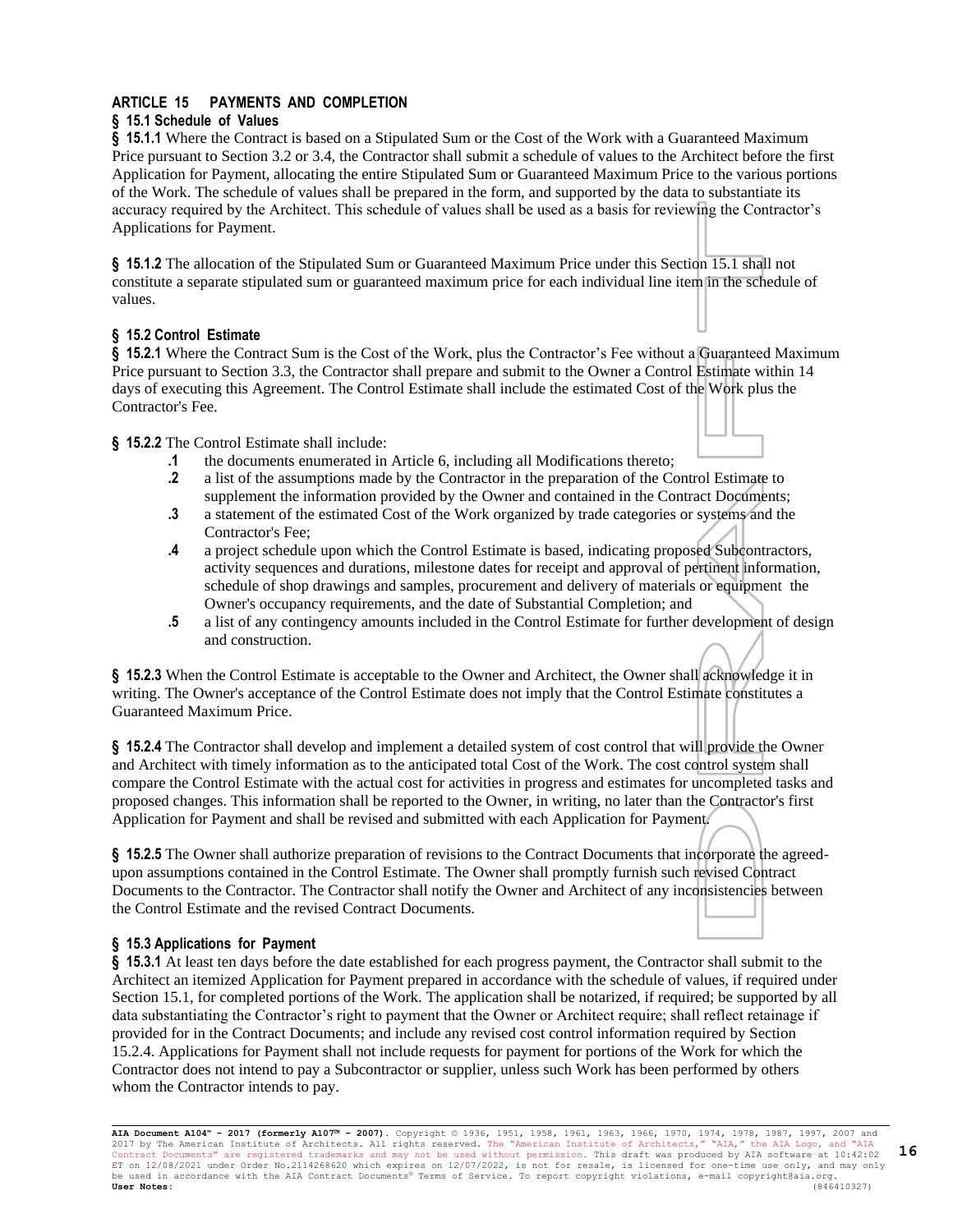## ARTICLE 15 PAYMENTS AND COMPLETION

### § 15.1 Schedule of Values

**§ 15.1.1** Where the Contract is based on a Stipulated Sum or the Cost of the Work with a Guaranteed Maximum Price pursuant to Section 3.2 or 3.4, the Contractor shall submit a schedule of values to the Architect before the first Application for Payment, allocating the entire Stipulated Sum or Guaranteed Maximum Price to the various portions of the Work. The schedule of values shall be prepared in the form, and supported by the data to substantiate its accuracy required by the Architect. This schedule of values shall be used as a basis for reviewing the Contractor's Applications for Payment.

**§ 15.1.2** The allocation of the Stipulated Sum or Guaranteed Maximum Price under this Section 15.1 shall not constitute a separate stipulated sum or guaranteed maximum price for each individual line item in the schedule of values.

### § 15.2 Control Estimate

**§ 15.2.1** Where the Contract Sum is the Cost of the Work, plus the Contractor's Fee without a Guaranteed Maximum Price pursuant to Section 3.3, the Contractor shall prepare and submit to the Owner a Control Estimate within 14 days of executing this Agreement. The Control Estimate shall include the estimated Cost of the Work plus the Contractor's Fee.

**§ 15.2.2** The Control Estimate shall include:

- **.1** the documents enumerated in Article 6, including all Modifications thereto;
- **.2** a list of the assumptions made by the Contractor in the preparation of the Control Estimate to supplement the information provided by the Owner and contained in the Contract Documents;
- **.3** a statement of the estimated Cost of the Work organized by trade categories or systems and the Contractor's Fee;
- **.4** a project schedule upon which the Control Estimate is based, indicating proposed Subcontractors, activity sequences and durations, milestone dates for receipt and approval of pertinent information, schedule of shop drawings and samples, procurement and delivery of materials or equipment the Owner's occupancy requirements, and the date of Substantial Completion; and
- **.5** a list of any contingency amounts included in the Control Estimate for further development of design and construction.

**§ 15.2.3** When the Control Estimate is acceptable to the Owner and Architect, the Owner shall acknowledge it in writing. The Owner's acceptance of the Control Estimate does not imply that the Control Estimate constitutes a Guaranteed Maximum Price.

**§ 15.2.4** The Contractor shall develop and implement a detailed system of cost control that will provide the Owner and Architect with timely information as to the anticipated total Cost of the Work. The cost control system shall compare the Control Estimate with the actual cost for activities in progress and estimates for uncompleted tasks and proposed changes. This information shall be reported to the Owner, in writing, no later than the Contractor's first Application for Payment and shall be revised and submitted with each Application for Payment.

**§ 15.2.5** The Owner shall authorize preparation of revisions to the Contract Documents that incorporate the agreed-upon assumptions contained in the Control Estimate. The Owner shall promptly furnish such revised Contract Documents to the Contractor. The Contractor shall notify the Owner and Architect of any inconsistencies between the Control Estimate and the revised Contract Documents.

### § 15.3 Applications for Payment

**§ 15.3.1** At least ten days before the date established for each progress payment, the Contractor shall submit to the Architect an itemized Application for Payment prepared in accordance with the schedule of values, if required under Section 15.1, for completed portions of the Work. The application shall be notarized, if required; be supported by all data substantiating the Contractor's right to payment that the Owner or Architect require; shall reflect retainage if provided for in the Contract Documents; and include any revised cost control information required by Section 15.2.4. Applications for Payment shall not include requests for payment for portions of the Work for which the Contractor does not intend to pay a Subcontractor or supplier, unless such Work has been performed by others whom the Contractor intends to pay.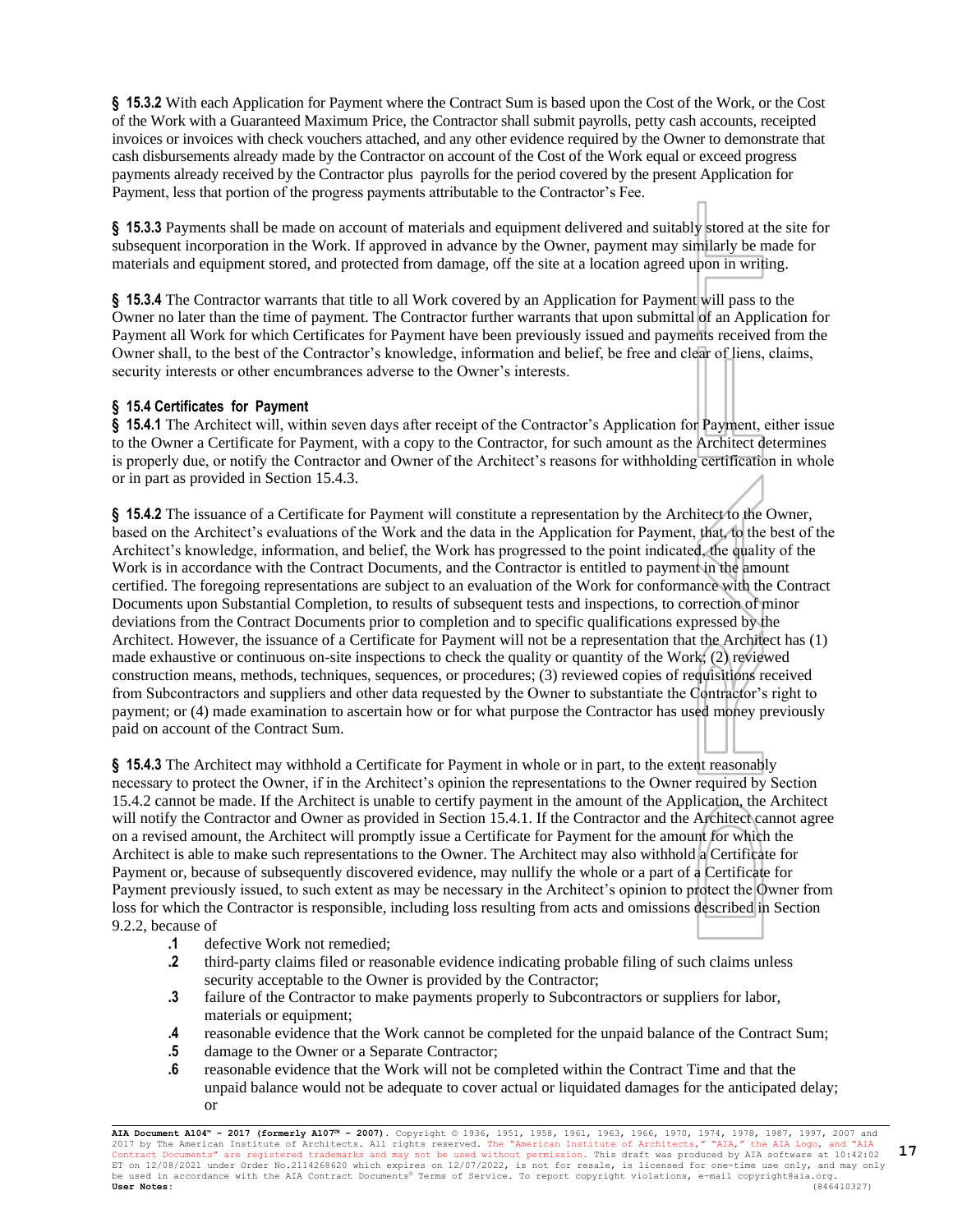**§ 15.3.2** With each Application for Payment where the Contract Sum is based upon the Cost of the Work, or the Cost of the Work with a Guaranteed Maximum Price, the Contractor shall submit payrolls, petty cash accounts, receipted invoices or invoices with check vouchers attached, and any other evidence required by the Owner to demonstrate that cash disbursements already made by the Contractor on account of the Cost of the Work equal or exceed progress payments already received by the Contractor plus payrolls for the period covered by the present Application for Payment, less that portion of the progress payments attributable to the Contractor's Fee.

**§ 15.3.3** Payments shall be made on account of materials and equipment delivered and suitably stored at the site for subsequent incorporation in the Work. If approved in advance by the Owner, payment may similarly be made for materials and equipment stored, and protected from damage, off the site at a location agreed upon in writing.

**§ 15.3.4** The Contractor warrants that title to all Work covered by an Application for Payment will pass to the Owner no later than the time of payment. The Contractor further warrants that upon submittal of an Application for Payment all Work for which Certificates for Payment have been previously issued and payments received from the Owner shall, to the best of the Contractor's knowledge, information and belief, be free and clear of liens, claims, security interests or other encumbrances adverse to the Owner's interests.

### § 15.4 Certificates for Payment

**§ 15.4.1** The Architect will, within seven days after receipt of the Contractor's Application for Payment, either issue to the Owner a Certificate for Payment, with a copy to the Contractor, for such amount as the Architect determines is properly due, or notify the Contractor and Owner of the Architect's reasons for withholding certification in whole or in part as provided in Section 15.4.3.

**§ 15.4.2** The issuance of a Certificate for Payment will constitute a representation by the Architect to the Owner, based on the Architect's evaluations of the Work and the data in the Application for Payment, that, to the best of the Architect's knowledge, information, and belief, the Work has progressed to the point indicated, the quality of the Work is in accordance with the Contract Documents, and the Contractor is entitled to payment in the amount certified. The foregoing representations are subject to an evaluation of the Work for conformance with the Contract Documents upon Substantial Completion, to results of subsequent tests and inspections, to correction of minor deviations from the Contract Documents prior to completion and to specific qualifications expressed by the Architect. However, the issuance of a Certificate for Payment will not be a representation that the Architect has (1) made exhaustive or continuous on-site inspections to check the quality or quantity of the Work; (2) reviewed construction means, methods, techniques, sequences, or procedures; (3) reviewed copies of requisitions received from Subcontractors and suppliers and other data requested by the Owner to substantiate the Contractor's right to payment; or (4) made examination to ascertain how or for what purpose the Contractor has used money previously paid on account of the Contract Sum.

**§ 15.4.3** The Architect may withhold a Certificate for Payment in whole or in part, to the extent reasonably necessary to protect the Owner, if in the Architect's opinion the representations to the Owner required by Section 15.4.2 cannot be made. If the Architect is unable to certify payment in the amount of the Application, the Architect will notify the Contractor and Owner as provided in Section 15.4.1. If the Contractor and the Architect cannot agree on a revised amount, the Architect will promptly issue a Certificate for Payment for the amount for which the Architect is able to make such representations to the Owner. The Architect may also withhold a Certificate for Payment or, because of subsequently discovered evidence, may nullify the whole or a part of a Certificate for Payment previously issued, to such extent as may be necessary in the Architect's opinion to protect the Owner from loss for which the Contractor is responsible, including loss resulting from acts and omissions described in Section 9.2.2, because of

- **.1** defective Work not remedied;
- **.2** third-party claims filed or reasonable evidence indicating probable filing of such claims unless security acceptable to the Owner is provided by the Contractor;
- **.3** failure of the Contractor to make payments properly to Subcontractors or suppliers for labor, materials or equipment;
- **.4** reasonable evidence that the Work cannot be completed for the unpaid balance of the Contract Sum;
- **.5** damage to the Owner or a Separate Contractor;
- **.6** reasonable evidence that the Work will not be completed within the Contract Time and that the unpaid balance would not be adequate to cover actual or liquidated damages for the anticipated delay; or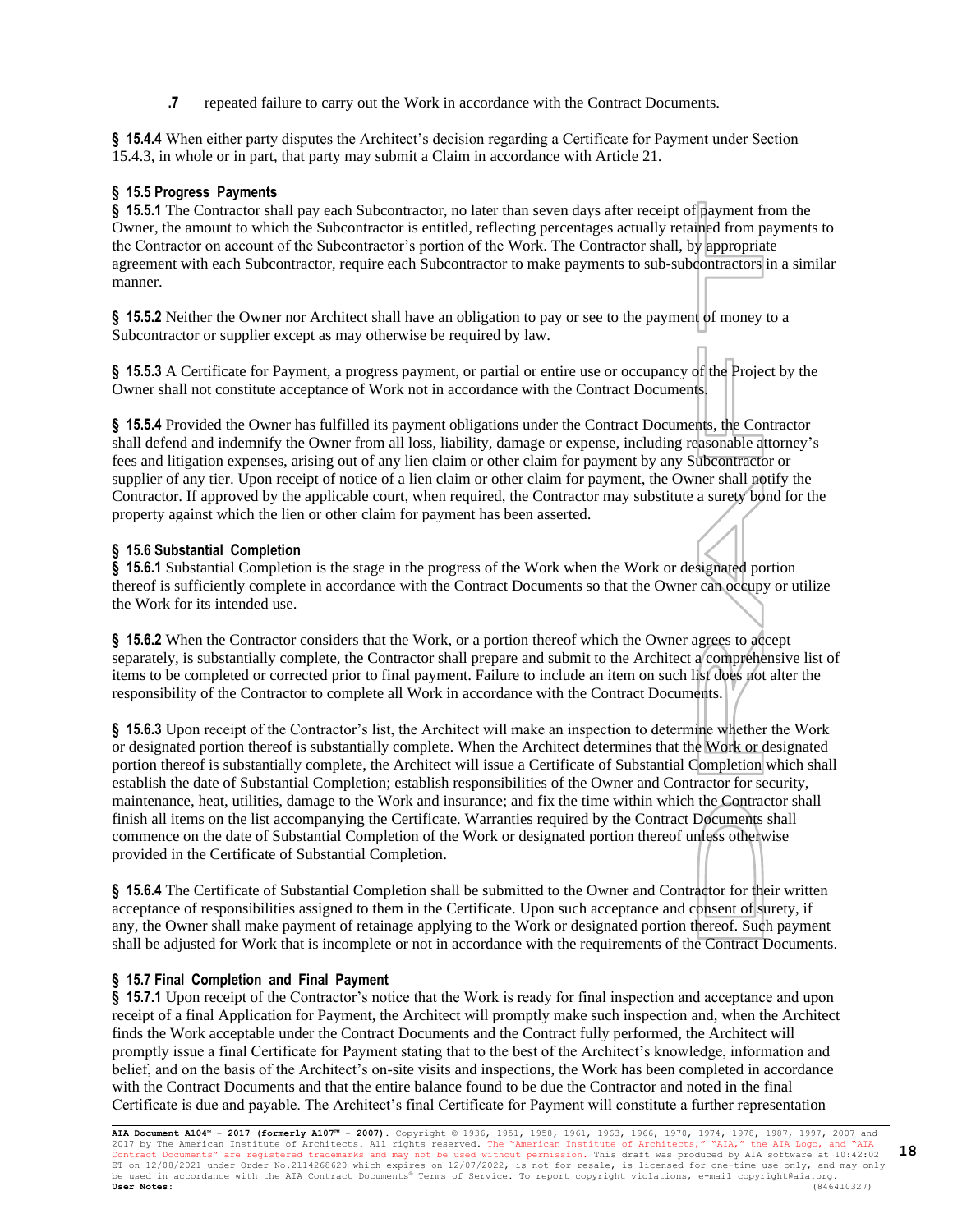**.7** repeated failure to carry out the Work in accordance with the Contract Documents.

**§ 15.4.4** When either party disputes the Architect's decision regarding a Certificate for Payment under Section 15.4.3, in whole or in part, that party may submit a Claim in accordance with Article 21.

## § 15.5 Progress Payments

**§ 15.5.1** The Contractor shall pay each Subcontractor, no later than seven days after receipt of payment from the Owner, the amount to which the Subcontractor is entitled, reflecting percentages actually retained from payments to the Contractor on account of the Subcontractor's portion of the Work. The Contractor shall, by appropriate agreement with each Subcontractor, require each Subcontractor to make payments to sub-subcontractors in a similar manner.

**§ 15.5.2** Neither the Owner nor Architect shall have an obligation to pay or see to the payment of money to a Subcontractor or supplier except as may otherwise be required by law.

**§ 15.5.3** A Certificate for Payment, a progress payment, or partial or entire use or occupancy of the Project by the Owner shall not constitute acceptance of Work not in accordance with the Contract Documents.

**§ 15.5.4** Provided the Owner has fulfilled its payment obligations under the Contract Documents, the Contractor shall defend and indemnify the Owner from all loss, liability, damage or expense, including reasonable attorney's fees and litigation expenses, arising out of any lien claim or other claim for payment by any Subcontractor or supplier of any tier. Upon receipt of notice of a lien claim or other claim for payment, the Owner shall notify the Contractor. If approved by the applicable court, when required, the Contractor may substitute a surety bond for the property against which the lien or other claim for payment has been asserted.

## § 15.6 Substantial Completion

**§ 15.6.1** Substantial Completion is the stage in the progress of the Work when the Work or designated portion thereof is sufficiently complete in accordance with the Contract Documents so that the Owner can occupy or utilize the Work for its intended use.

**§ 15.6.2** When the Contractor considers that the Work, or a portion thereof which the Owner agrees to accept separately, is substantially complete, the Contractor shall prepare and submit to the Architect a comprehensive list of items to be completed or corrected prior to final payment. Failure to include an item on such list does not alter the responsibility of the Contractor to complete all Work in accordance with the Contract Documents.

**§ 15.6.3** Upon receipt of the Contractor's list, the Architect will make an inspection to determine whether the Work or designated portion thereof is substantially complete. When the Architect determines that the Work or designated portion thereof is substantially complete, the Architect will issue a Certificate of Substantial Completion which shall establish the date of Substantial Completion; establish responsibilities of the Owner and Contractor for security, maintenance, heat, utilities, damage to the Work and insurance; and fix the time within which the Contractor shall finish all items on the list accompanying the Certificate. Warranties required by the Contract Documents shall commence on the date of Substantial Completion of the Work or designated portion thereof unless otherwise provided in the Certificate of Substantial Completion.

**§ 15.6.4** The Certificate of Substantial Completion shall be submitted to the Owner and Contractor for their written acceptance of responsibilities assigned to them in the Certificate. Upon such acceptance and consent of surety, if any, the Owner shall make payment of retainage applying to the Work or designated portion thereof. Such payment shall be adjusted for Work that is incomplete or not in accordance with the requirements of the Contract Documents.

## § 15.7 Final Completion and Final Payment

**§ 15.7.1** Upon receipt of the Contractor's notice that the Work is ready for final inspection and acceptance and upon receipt of a final Application for Payment, the Architect will promptly make such inspection and, when the Architect finds the Work acceptable under the Contract Documents and the Contract fully performed, the Architect will promptly issue a final Certificate for Payment stating that to the best of the Architect's knowledge, information and belief, and on the basis of the Architect's on-site visits and inspections, the Work has been completed in accordance with the Contract Documents and that the entire balance found to be due the Contractor and noted in the final Certificate is due and payable. The Architect's final Certificate for Payment will constitute a further representation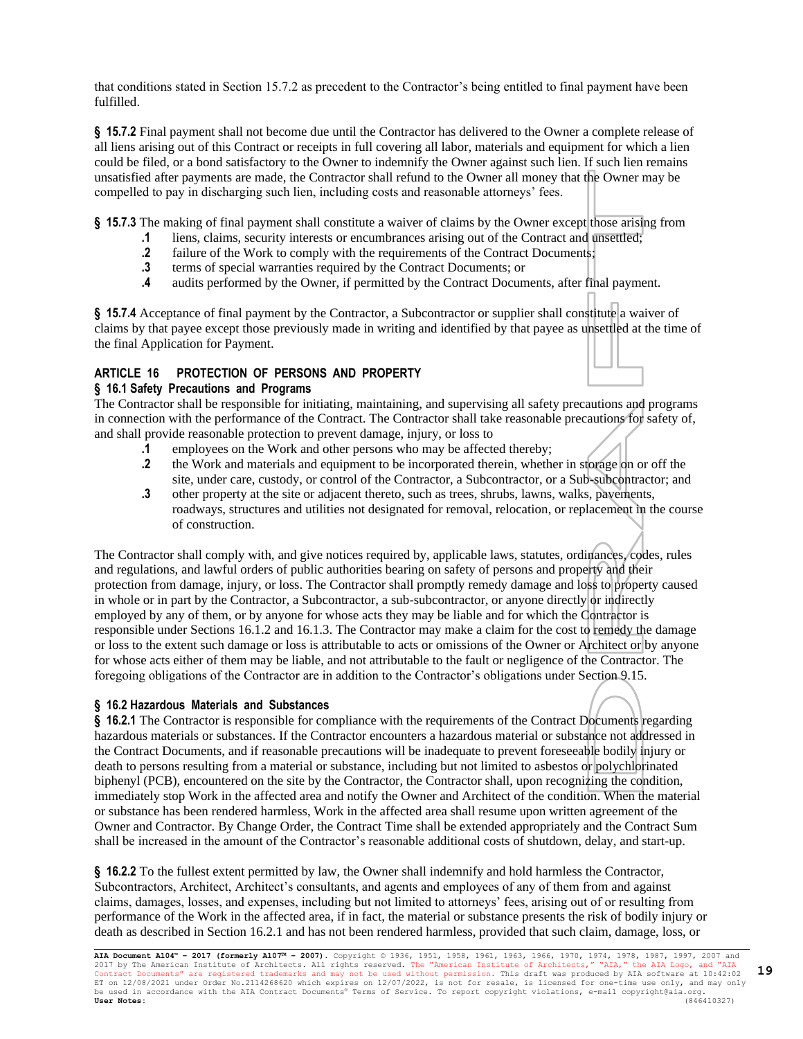that conditions stated in Section 15.7.2 as precedent to the Contractor's being entitled to final payment have been fulfilled.

**§ 15.7.2** Final payment shall not become due until the Contractor has delivered to the Owner a complete release of all liens arising out of this Contract or receipts in full covering all labor, materials and equipment for which a lien could be filed, or a bond satisfactory to the Owner to indemnify the Owner against such lien. If such lien remains unsatisfied after payments are made, the Contractor shall refund to the Owner all money that the Owner may be compelled to pay in discharging such lien, including costs and reasonable attorneys' fees.

**§ 15.7.3** The making of final payment shall constitute a waiver of claims by the Owner except those arising from

- **.1** liens, claims, security interests or encumbrances arising out of the Contract and unsettled;
- **.2** failure of the Work to comply with the requirements of the Contract Documents;
- **.3** terms of special warranties required by the Contract Documents; or
- **.4** audits performed by the Owner, if permitted by the Contract Documents, after final payment.

**§ 15.7.4** Acceptance of final payment by the Contractor, a Subcontractor or supplier shall constitute a waiver of claims by that payee except those previously made in writing and identified by that payee as unsettled at the time of the final Application for Payment.

## ARTICLE 16 PROTECTION OF PERSONS AND PROPERTY

### § 16.1 Safety Precautions and Programs

The Contractor shall be responsible for initiating, maintaining, and supervising all safety precautions and programs in connection with the performance of the Contract. The Contractor shall take reasonable precautions for safety of, and shall provide reasonable protection to prevent damage, injury, or loss to

- **.1** employees on the Work and other persons who may be affected thereby;
- **.2** the Work and materials and equipment to be incorporated therein, whether in storage on or off the site, under care, custody, or control of the Contractor, a Subcontractor, or a Sub-subcontractor; and
- **.3** other property at the site or adjacent thereto, such as trees, shrubs, lawns, walks, pavements, roadways, structures and utilities not designated for removal, relocation, or replacement in the course of construction.

The Contractor shall comply with, and give notices required by, applicable laws, statutes, ordinances, codes, rules and regulations, and lawful orders of public authorities bearing on safety of persons and property and their protection from damage, injury, or loss. The Contractor shall promptly remedy damage and loss to property caused in whole or in part by the Contractor, a Subcontractor, a sub-subcontractor, or anyone directly or indirectly employed by any of them, or by anyone for whose acts they may be liable and for which the Contractor is responsible under Sections 16.1.2 and 16.1.3. The Contractor may make a claim for the cost to remedy the damage or loss to the extent such damage or loss is attributable to acts or omissions of the Owner or Architect or by anyone for whose acts either of them may be liable, and not attributable to the fault or negligence of the Contractor. The foregoing obligations of the Contractor are in addition to the Contractor's obligations under Section 9.15.

### § 16.2 Hazardous Materials and Substances

**§ 16.2.1** The Contractor is responsible for compliance with the requirements of the Contract Documents regarding hazardous materials or substances. If the Contractor encounters a hazardous material or substance not addressed in the Contract Documents, and if reasonable precautions will be inadequate to prevent foreseeable bodily injury or death to persons resulting from a material or substance, including but not limited to asbestos or polychlorinated biphenyl (PCB), encountered on the site by the Contractor, the Contractor shall, upon recognizing the condition, immediately stop Work in the affected area and notify the Owner and Architect of the condition. When the material or substance has been rendered harmless, Work in the affected area shall resume upon written agreement of the Owner and Contractor. By Change Order, the Contract Time shall be extended appropriately and the Contract Sum shall be increased in the amount of the Contractor's reasonable additional costs of shutdown, delay, and start-up.

**§ 16.2.2** To the fullest extent permitted by law, the Owner shall indemnify and hold harmless the Contractor, Subcontractors, Architect, Architect's consultants, and agents and employees of any of them from and against claims, damages, losses, and expenses, including but not limited to attorneys' fees, arising out of or resulting from performance of the Work in the affected area if, in fact, the material or substance presents the risk of bodily injury or death as described in Section 16.2.1 and has not been rendered harmless, provided that such claim, damage, loss, or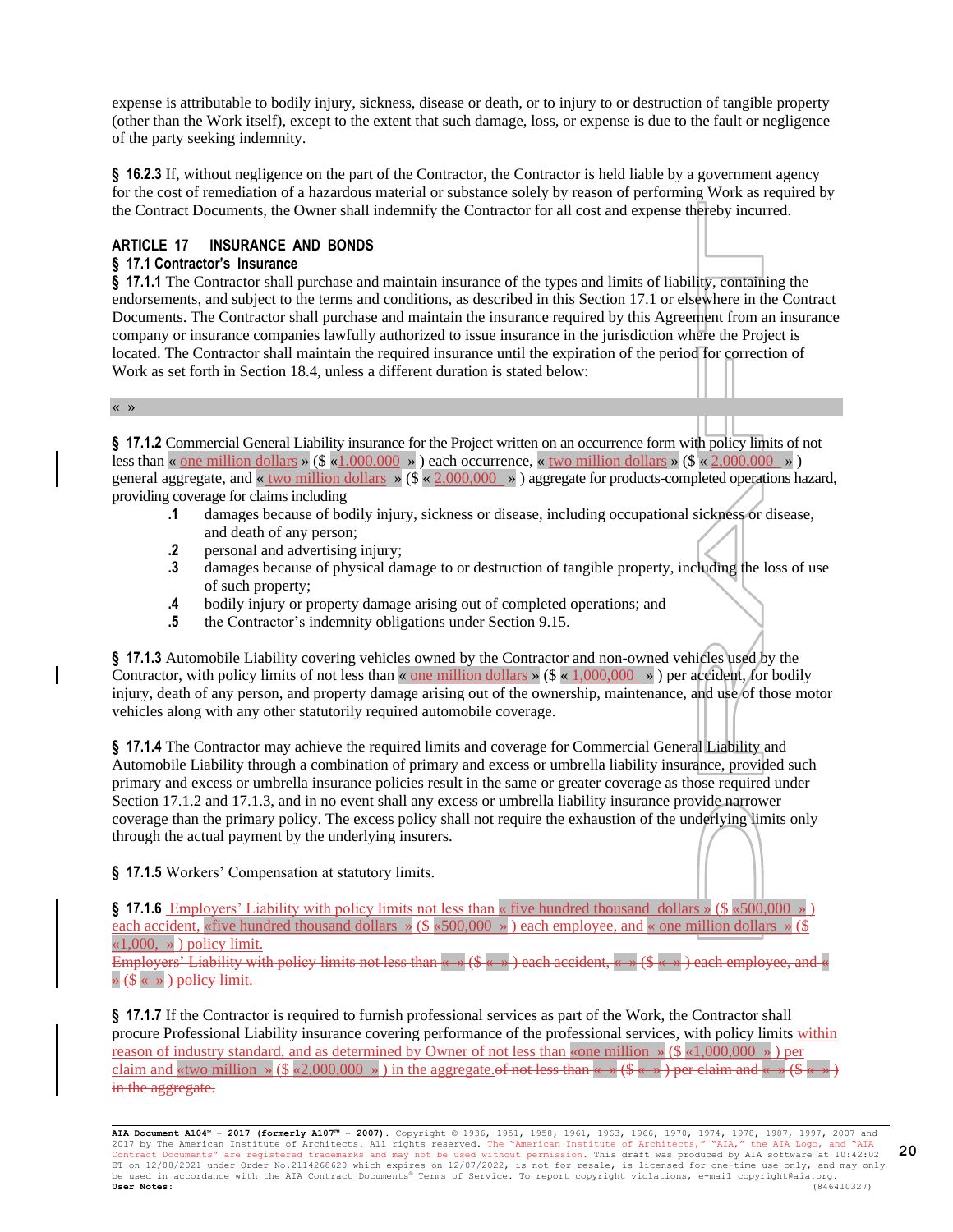expense is attributable to bodily injury, sickness, disease or death, or to injury to or destruction of tangible property (other than the Work itself), except to the extent that such damage, loss, or expense is due to the fault or negligence of the party seeking indemnity.

**§ 16.2.3** If, without negligence on the part of the Contractor, the Contractor is held liable by a government agency for the cost of remediation of a hazardous material or substance solely by reason of performing Work as required by the Contract Documents, the Owner shall indemnify the Contractor for all cost and expense thereby incurred.

## ARTICLE 17 INSURANCE AND BONDS

### § 17.1 Contractor's Insurance

**§ 17.1.1** The Contractor shall purchase and maintain insurance of the types and limits of liability, containing the endorsements, and subject to the terms and conditions, as described in this Section 17.1 or elsewhere in the Contract Documents. The Contractor shall purchase and maintain the insurance required by this Agreement from an insurance company or insurance companies lawfully authorized to issue insurance in the jurisdiction where the Project is located. The Contractor shall maintain the required insurance until the expiration of the period for correction of Work as set forth in Section 18.4, unless a different duration is stated below:

« »

**§ 17.1.2** Commercial General Liability insurance for the Project written on an occurrence form with policy limits of not less than « one million dollars » ($ «1,000,000 » ) each occurrence, « two million dollars » ($ « 2,000,000 » ) general aggregate, and « two million dollars » ($ « 2,000,000 » ) aggregate for products-completed operations hazard, providing coverage for claims including

- **.1** damages because of bodily injury, sickness or disease, including occupational sickness or disease, and death of any person;
- **.2** personal and advertising injury;
- **.3** damages because of physical damage to or destruction of tangible property, including the loss of use of such property;
- **.4** bodily injury or property damage arising out of completed operations; and
- **.5** the Contractor's indemnity obligations under Section 9.15.

**§ 17.1.3** Automobile Liability covering vehicles owned by the Contractor and non-owned vehicles used by the Contractor, with policy limits of not less than « one million dollars » ($ « 1,000,000 » ) per accident, for bodily injury, death of any person, and property damage arising out of the ownership, maintenance, and use of those motor vehicles along with any other statutorily required automobile coverage.

**§ 17.1.4** The Contractor may achieve the required limits and coverage for Commercial General Liability and Automobile Liability through a combination of primary and excess or umbrella liability insurance, provided such primary and excess or umbrella insurance policies result in the same or greater coverage as those required under Section 17.1.2 and 17.1.3, and in no event shall any excess or umbrella liability insurance provide narrower coverage than the primary policy. The excess policy shall not require the exhaustion of the underlying limits only through the actual payment by the underlying insurers.

**§ 17.1.5** Workers' Compensation at statutory limits.

**§ 17.1.6** Employers' Liability with policy limits not less than « five hundred thousand dollars » ($ «500,000 » ) each accident, «five hundred thousand dollars » ($ «500,000 » ) each employee, and « one million dollars » ($ «1,000, » ) policy limit.
~~Employers' Liability with policy limits not less than « » ($ « » ) each accident, « » ($ « » ) each employee, and « » ($ « » ) policy limit.~~

**§ 17.1.7** If the Contractor is required to furnish professional services as part of the Work, the Contractor shall procure Professional Liability insurance covering performance of the professional services, with policy limits within reason of industry standard, and as determined by Owner of not less than «one million » ($ «1,000,000 » ) per claim and «two million » ($ «2,000,000 » ) in the aggregate.~~of not less than « » ($ « » ) per claim and « » ($ « » ) in the aggregate.~~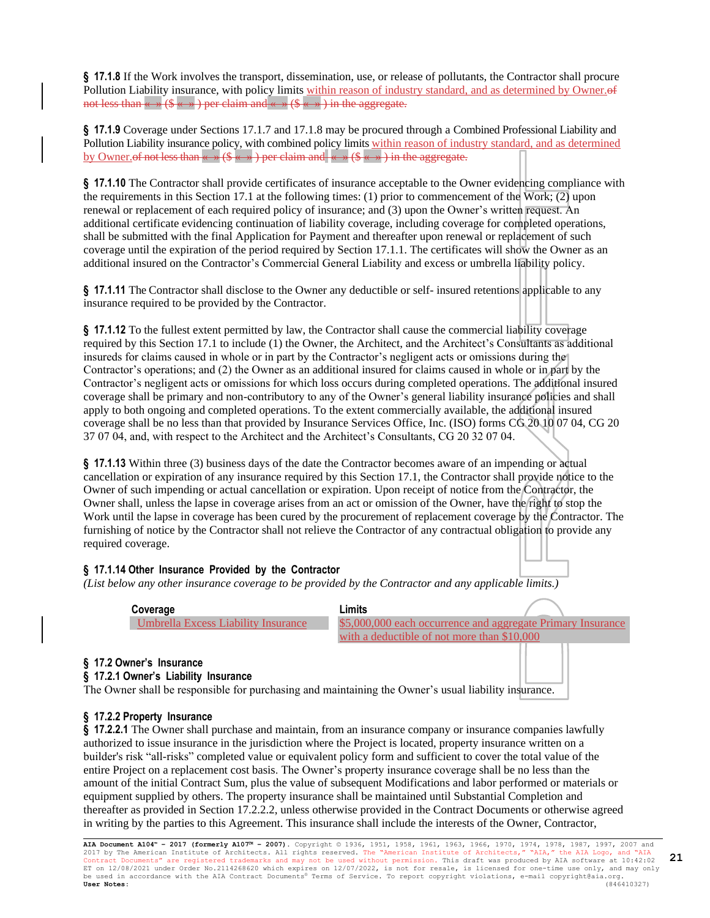**§ 17.1.8** If the Work involves the transport, dissemination, use, or release of pollutants, the Contractor shall procure Pollution Liability insurance, with policy limits within reason of industry standard, and as determined by Owner.~~of not less than « » ($ « » ) per claim and « » ($ « » ) in the aggregate.~~

**§ 17.1.9** Coverage under Sections 17.1.7 and 17.1.8 may be procured through a Combined Professional Liability and Pollution Liability insurance policy, with combined policy limits within reason of industry standard, and as determined by Owner.~~of not less than « » ($ « » ) per claim and « » ($ « » ) in the aggregate.~~

**§ 17.1.10** The Contractor shall provide certificates of insurance acceptable to the Owner evidencing compliance with the requirements in this Section 17.1 at the following times: (1) prior to commencement of the Work; (2) upon renewal or replacement of each required policy of insurance; and (3) upon the Owner's written request. An additional certificate evidencing continuation of liability coverage, including coverage for completed operations, shall be submitted with the final Application for Payment and thereafter upon renewal or replacement of such coverage until the expiration of the period required by Section 17.1.1. The certificates will show the Owner as an additional insured on the Contractor's Commercial General Liability and excess or umbrella liability policy.

**§ 17.1.11** The Contractor shall disclose to the Owner any deductible or self- insured retentions applicable to any insurance required to be provided by the Contractor.

**§ 17.1.12** To the fullest extent permitted by law, the Contractor shall cause the commercial liability coverage required by this Section 17.1 to include (1) the Owner, the Architect, and the Architect's Consultants as additional insureds for claims caused in whole or in part by the Contractor's negligent acts or omissions during the Contractor's operations; and (2) the Owner as an additional insured for claims caused in whole or in part by the Contractor's negligent acts or omissions for which loss occurs during completed operations. The additional insured coverage shall be primary and non-contributory to any of the Owner's general liability insurance policies and shall apply to both ongoing and completed operations. To the extent commercially available, the additional insured coverage shall be no less than that provided by Insurance Services Office, Inc. (ISO) forms CG 20 10 07 04, CG 20 37 07 04, and, with respect to the Architect and the Architect's Consultants, CG 20 32 07 04.

**§ 17.1.13** Within three (3) business days of the date the Contractor becomes aware of an impending or actual cancellation or expiration of any insurance required by this Section 17.1, the Contractor shall provide notice to the Owner of such impending or actual cancellation or expiration. Upon receipt of notice from the Contractor, the Owner shall, unless the lapse in coverage arises from an act or omission of the Owner, have the right to stop the Work until the lapse in coverage has been cured by the procurement of replacement coverage by the Contractor. The furnishing of notice by the Contractor shall not relieve the Contractor of any contractual obligation to provide any required coverage.

**§ 17.1.14 Other Insurance Provided by the Contractor**
*(List below any other insurance coverage to be provided by the Contractor and any applicable limits.)*

| Coverage | Limits |
|---|---|
| Umbrella Excess Liability Insurance | $5,000,000 each occurrence and aggregate Primary Insurance with a deductible of not more than $10,000 |

**§ 17.2 Owner's Insurance**

**§ 17.2.1 Owner's Liability Insurance**

The Owner shall be responsible for purchasing and maintaining the Owner's usual liability insurance.

**§ 17.2.2 Property Insurance**

**§ 17.2.2.1** The Owner shall purchase and maintain, from an insurance company or insurance companies lawfully authorized to issue insurance in the jurisdiction where the Project is located, property insurance written on a builder's risk "all-risks" completed value or equivalent policy form and sufficient to cover the total value of the entire Project on a replacement cost basis. The Owner's property insurance coverage shall be no less than the amount of the initial Contract Sum, plus the value of subsequent Modifications and labor performed or materials or equipment supplied by others. The property insurance shall be maintained until Substantial Completion and thereafter as provided in Section 17.2.2.2, unless otherwise provided in the Contract Documents or otherwise agreed in writing by the parties to this Agreement. This insurance shall include the interests of the Owner, Contractor,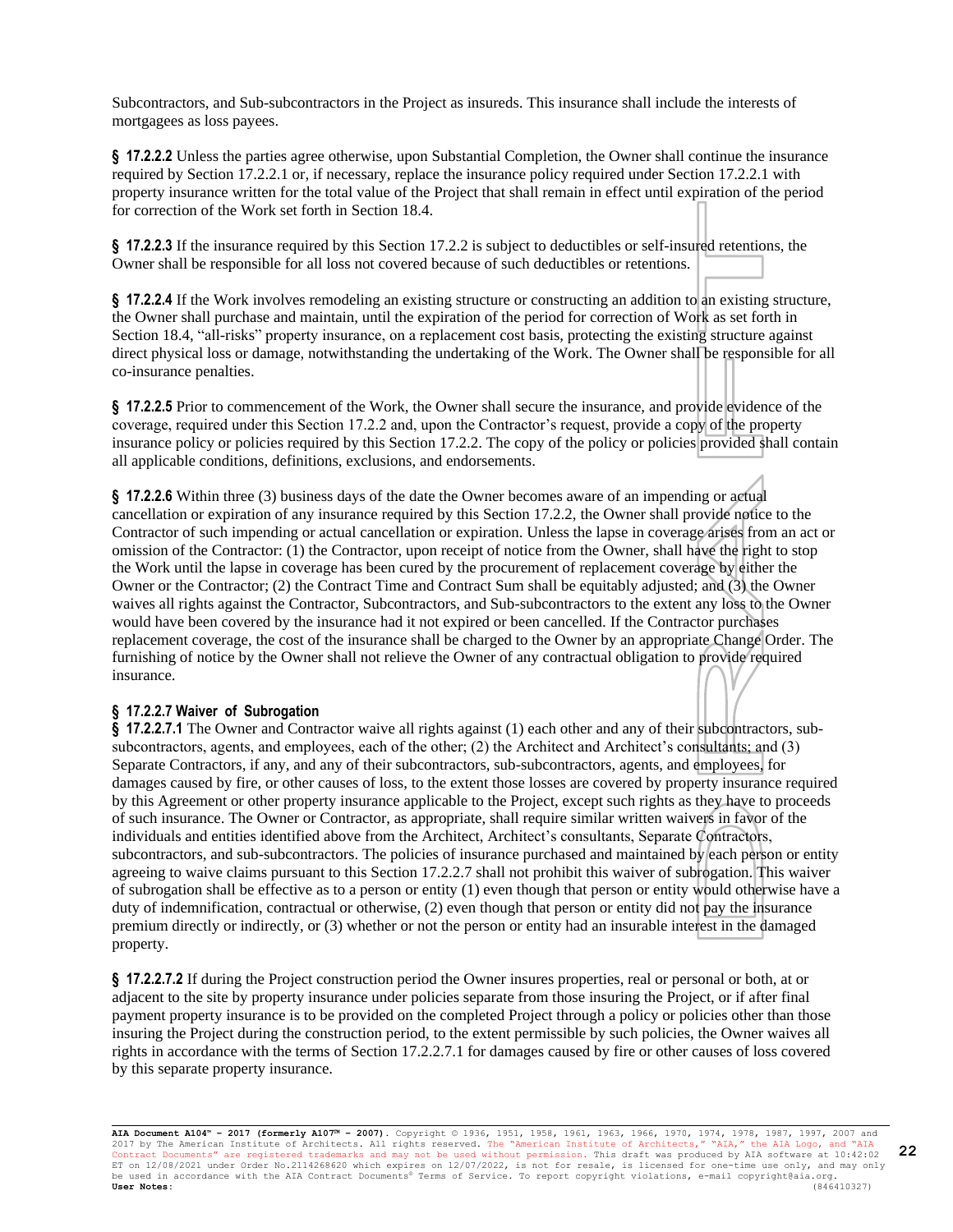Subcontractors, and Sub-subcontractors in the Project as insureds. This insurance shall include the interests of mortgagees as loss payees.

**§ 17.2.2.2** Unless the parties agree otherwise, upon Substantial Completion, the Owner shall continue the insurance required by Section 17.2.2.1 or, if necessary, replace the insurance policy required under Section 17.2.2.1 with property insurance written for the total value of the Project that shall remain in effect until expiration of the period for correction of the Work set forth in Section 18.4.

**§ 17.2.2.3** If the insurance required by this Section 17.2.2 is subject to deductibles or self-insured retentions, the Owner shall be responsible for all loss not covered because of such deductibles or retentions.

**§ 17.2.2.4** If the Work involves remodeling an existing structure or constructing an addition to an existing structure, the Owner shall purchase and maintain, until the expiration of the period for correction of Work as set forth in Section 18.4, "all-risks" property insurance, on a replacement cost basis, protecting the existing structure against direct physical loss or damage, notwithstanding the undertaking of the Work. The Owner shall be responsible for all co-insurance penalties.

**§ 17.2.2.5** Prior to commencement of the Work, the Owner shall secure the insurance, and provide evidence of the coverage, required under this Section 17.2.2 and, upon the Contractor's request, provide a copy of the property insurance policy or policies required by this Section 17.2.2. The copy of the policy or policies provided shall contain all applicable conditions, definitions, exclusions, and endorsements.

**§ 17.2.2.6** Within three (3) business days of the date the Owner becomes aware of an impending or actual cancellation or expiration of any insurance required by this Section 17.2.2, the Owner shall provide notice to the Contractor of such impending or actual cancellation or expiration. Unless the lapse in coverage arises from an act or omission of the Contractor: (1) the Contractor, upon receipt of notice from the Owner, shall have the right to stop the Work until the lapse in coverage has been cured by the procurement of replacement coverage by either the Owner or the Contractor; (2) the Contract Time and Contract Sum shall be equitably adjusted; and (3) the Owner waives all rights against the Contractor, Subcontractors, and Sub-subcontractors to the extent any loss to the Owner would have been covered by the insurance had it not expired or been cancelled. If the Contractor purchases replacement coverage, the cost of the insurance shall be charged to the Owner by an appropriate Change Order. The furnishing of notice by the Owner shall not relieve the Owner of any contractual obligation to provide required insurance.

**§ 17.2.2.7 Waiver of Subrogation**

**§ 17.2.2.7.1** The Owner and Contractor waive all rights against (1) each other and any of their subcontractors, sub-subcontractors, agents, and employees, each of the other; (2) the Architect and Architect's consultants; and (3) Separate Contractors, if any, and any of their subcontractors, sub-subcontractors, agents, and employees, for damages caused by fire, or other causes of loss, to the extent those losses are covered by property insurance required by this Agreement or other property insurance applicable to the Project, except such rights as they have to proceeds of such insurance. The Owner or Contractor, as appropriate, shall require similar written waivers in favor of the individuals and entities identified above from the Architect, Architect's consultants, Separate Contractors, subcontractors, and sub-subcontractors. The policies of insurance purchased and maintained by each person or entity agreeing to waive claims pursuant to this Section 17.2.2.7 shall not prohibit this waiver of subrogation. This waiver of subrogation shall be effective as to a person or entity (1) even though that person or entity would otherwise have a duty of indemnification, contractual or otherwise, (2) even though that person or entity did not pay the insurance premium directly or indirectly, or (3) whether or not the person or entity had an insurable interest in the damaged property.

**§ 17.2.2.7.2** If during the Project construction period the Owner insures properties, real or personal or both, at or adjacent to the site by property insurance under policies separate from those insuring the Project, or if after final payment property insurance is to be provided on the completed Project through a policy or policies other than those insuring the Project during the construction period, to the extent permissible by such policies, the Owner waives all rights in accordance with the terms of Section 17.2.2.7.1 for damages caused by fire or other causes of loss covered by this separate property insurance.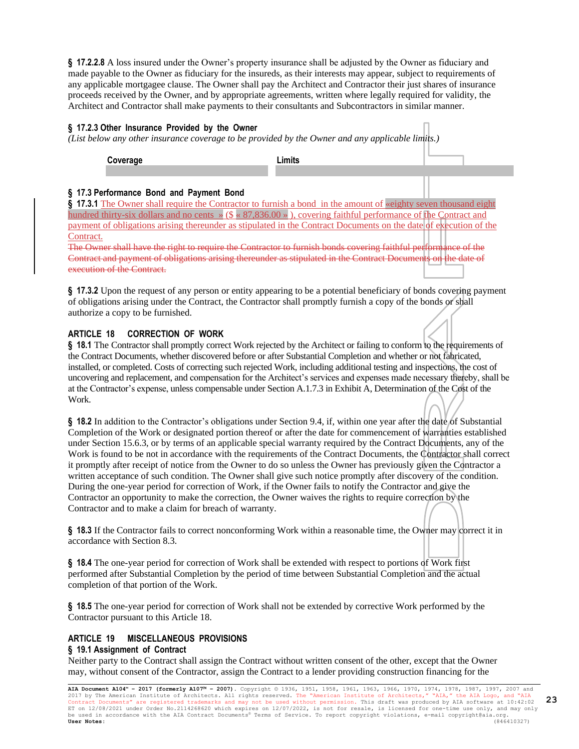**§ 17.2.2.8** A loss insured under the Owner's property insurance shall be adjusted by the Owner as fiduciary and made payable to the Owner as fiduciary for the insureds, as their interests may appear, subject to requirements of any applicable mortgagee clause. The Owner shall pay the Architect and Contractor their just shares of insurance proceeds received by the Owner, and by appropriate agreements, written where legally required for validity, the Architect and Contractor shall make payments to their consultants and Subcontractors in similar manner.

### § 17.2.3 Other Insurance Provided by the Owner

*(List below any other insurance coverage to be provided by the Owner and any applicable limits.)*

| Coverage | Limits |
|---|---|
| | |

### § 17.3 Performance Bond and Payment Bond

**§ 17.3.1** The Owner shall require the Contractor to furnish a bond in the amount of «eighty seven thousand eight hundred thirty-six dollars and no cents » ($ « 87,836.00 » ), covering faithful performance of the Contract and payment of obligations arising thereunder as stipulated in the Contract Documents on the date of execution of the Contract.

~~The Owner shall have the right to require the Contractor to furnish bonds covering faithful performance of the Contract and payment of obligations arising thereunder as stipulated in the Contract Documents on the date of execution of the Contract.~~

**§ 17.3.2** Upon the request of any person or entity appearing to be a potential beneficiary of bonds covering payment of obligations arising under the Contract, the Contractor shall promptly furnish a copy of the bonds or shall authorize a copy to be furnished.

## ARTICLE 18 CORRECTION OF WORK

**§ 18.1** The Contractor shall promptly correct Work rejected by the Architect or failing to conform to the requirements of the Contract Documents, whether discovered before or after Substantial Completion and whether or not fabricated, installed, or completed. Costs of correcting such rejected Work, including additional testing and inspections, the cost of uncovering and replacement, and compensation for the Architect's services and expenses made necessary thereby, shall be at the Contractor's expense, unless compensable under Section A.1.7.3 in Exhibit A, Determination of the Cost of the Work.

**§ 18.2** In addition to the Contractor's obligations under Section 9.4, if, within one year after the date of Substantial Completion of the Work or designated portion thereof or after the date for commencement of warranties established under Section 15.6.3, or by terms of an applicable special warranty required by the Contract Documents, any of the Work is found to be not in accordance with the requirements of the Contract Documents, the Contractor shall correct it promptly after receipt of notice from the Owner to do so unless the Owner has previously given the Contractor a written acceptance of such condition. The Owner shall give such notice promptly after discovery of the condition. During the one-year period for correction of Work, if the Owner fails to notify the Contractor and give the Contractor an opportunity to make the correction, the Owner waives the rights to require correction by the Contractor and to make a claim for breach of warranty.

**§ 18.3** If the Contractor fails to correct nonconforming Work within a reasonable time, the Owner may correct it in accordance with Section 8.3.

**§ 18.4** The one-year period for correction of Work shall be extended with respect to portions of Work first performed after Substantial Completion by the period of time between Substantial Completion and the actual completion of that portion of the Work.

**§ 18.5** The one-year period for correction of Work shall not be extended by corrective Work performed by the Contractor pursuant to this Article 18.

## ARTICLE 19 MISCELLANEOUS PROVISIONS

### § 19.1 Assignment of Contract

Neither party to the Contract shall assign the Contract without written consent of the other, except that the Owner may, without consent of the Contractor, assign the Contract to a lender providing construction financing for the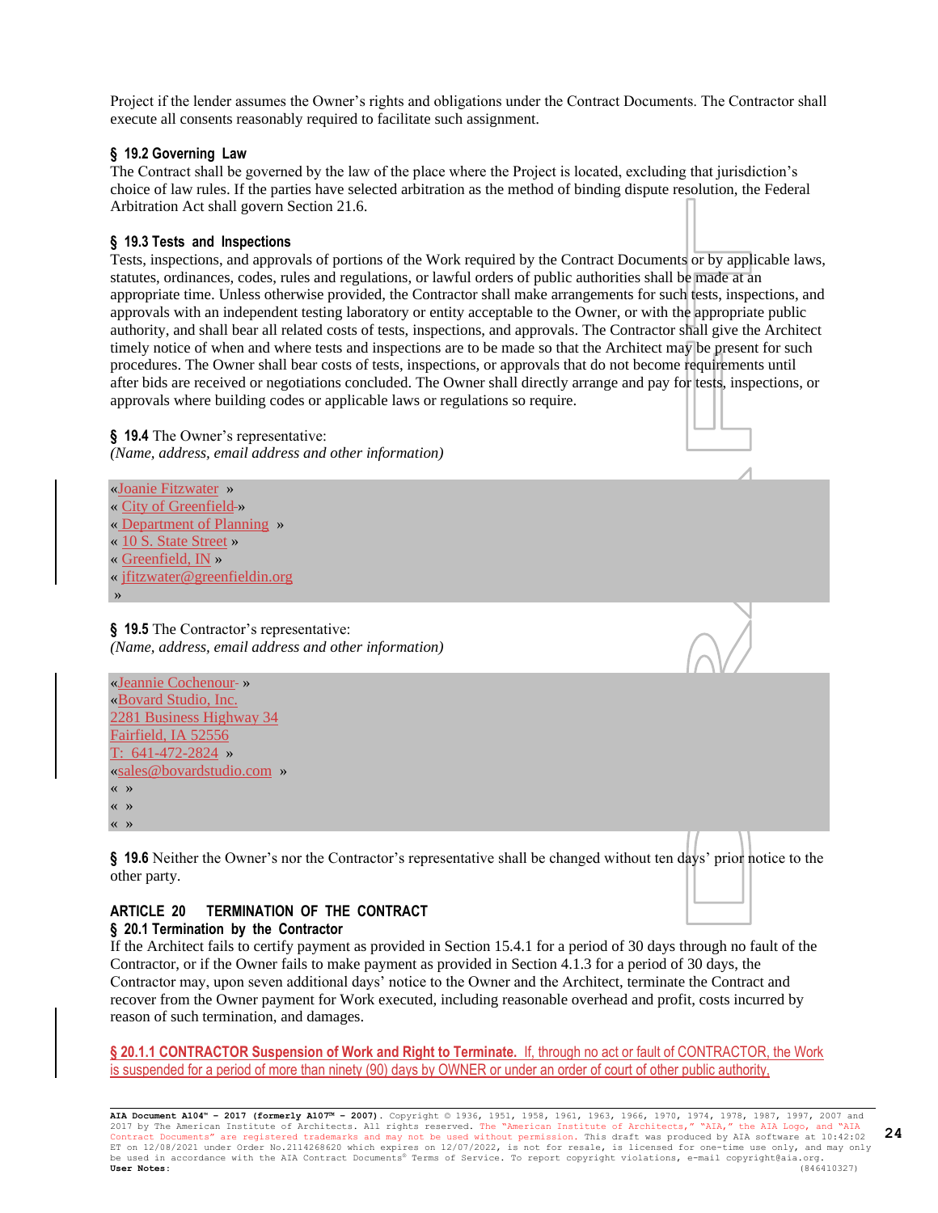Project if the lender assumes the Owner's rights and obligations under the Contract Documents. The Contractor shall execute all consents reasonably required to facilitate such assignment.

**§ 19.2 Governing Law**

The Contract shall be governed by the law of the place where the Project is located, excluding that jurisdiction's choice of law rules. If the parties have selected arbitration as the method of binding dispute resolution, the Federal Arbitration Act shall govern Section 21.6.

**§ 19.3 Tests and Inspections**

Tests, inspections, and approvals of portions of the Work required by the Contract Documents or by applicable laws, statutes, ordinances, codes, rules and regulations, or lawful orders of public authorities shall be made at an appropriate time. Unless otherwise provided, the Contractor shall make arrangements for such tests, inspections, and approvals with an independent testing laboratory or entity acceptable to the Owner, or with the appropriate public authority, and shall bear all related costs of tests, inspections, and approvals. The Contractor shall give the Architect timely notice of when and where tests and inspections are to be made so that the Architect may be present for such procedures. The Owner shall bear costs of tests, inspections, or approvals that do not become requirements until after bids are received or negotiations concluded. The Owner shall directly arrange and pay for tests, inspections, or approvals where building codes or applicable laws or regulations so require.

**§ 19.4** The Owner's representative:
*(Name, address, email address and other information)*

«Joanie Fitzwater »
« City of Greenfield »
« Department of Planning »
« 10 S. State Street »
« Greenfield, IN »
« jfitzwater@greenfieldin.org
»

**§ 19.5** The Contractor's representative:
*(Name, address, email address and other information)*

«Jeannie Cochenour »
«Bovard Studio, Inc.
2281 Business Highway 34
Fairfield, IA 52556
T: 641-472-2824 »
«sales@bovardstudio.com »
« »
« »
« »

**§ 19.6** Neither the Owner's nor the Contractor's representative shall be changed without ten days' prior notice to the other party.

## ARTICLE 20 TERMINATION OF THE CONTRACT

**§ 20.1 Termination by the Contractor**

If the Architect fails to certify payment as provided in Section 15.4.1 for a period of 30 days through no fault of the Contractor, or if the Owner fails to make payment as provided in Section 4.1.3 for a period of 30 days, the Contractor may, upon seven additional days' notice to the Owner and the Architect, terminate the Contract and recover from the Owner payment for Work executed, including reasonable overhead and profit, costs incurred by reason of such termination, and damages.

**§ 20.1.1 CONTRACTOR Suspension of Work and Right to Terminate.** If, through no act or fault of CONTRACTOR, the Work is suspended for a period of more than ninety (90) days by OWNER or under an order of court of other public authority,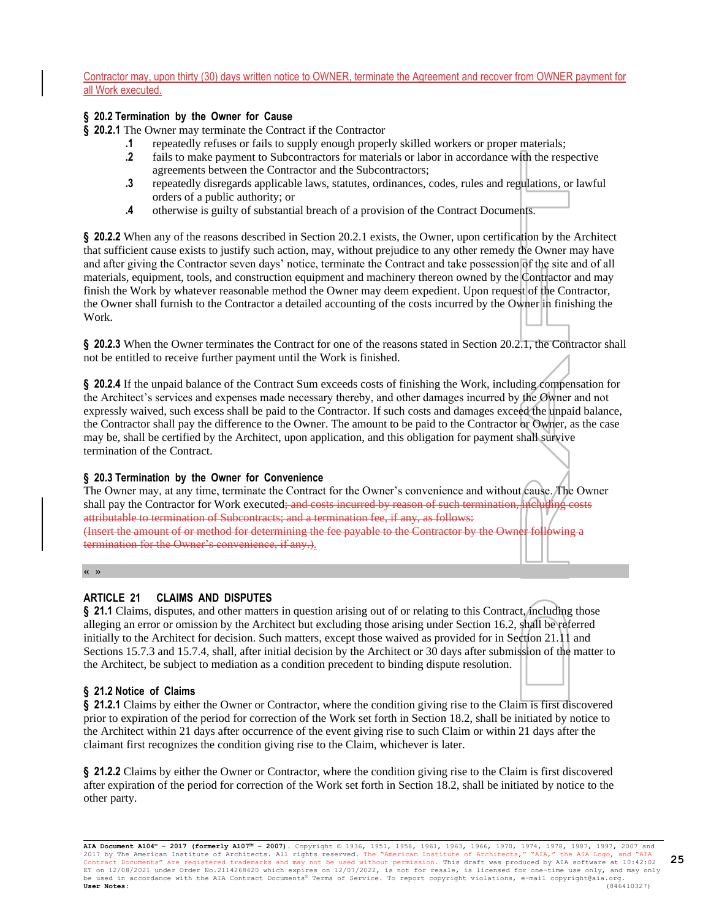Contractor may, upon thirty (30) days written notice to OWNER, terminate the Agreement and recover from OWNER payment for all Work executed.

### § 20.2 Termination by the Owner for Cause

**§ 20.2.1** The Owner may terminate the Contract if the Contractor

- **.1** repeatedly refuses or fails to supply enough properly skilled workers or proper materials;
- **.2** fails to make payment to Subcontractors for materials or labor in accordance with the respective agreements between the Contractor and the Subcontractors;
- **.3** repeatedly disregards applicable laws, statutes, ordinances, codes, rules and regulations, or lawful orders of a public authority; or
- **.4** otherwise is guilty of substantial breach of a provision of the Contract Documents.

**§ 20.2.2** When any of the reasons described in Section 20.2.1 exists, the Owner, upon certification by the Architect that sufficient cause exists to justify such action, may, without prejudice to any other remedy the Owner may have and after giving the Contractor seven days' notice, terminate the Contract and take possession of the site and of all materials, equipment, tools, and construction equipment and machinery thereon owned by the Contractor and may finish the Work by whatever reasonable method the Owner may deem expedient. Upon request of the Contractor, the Owner shall furnish to the Contractor a detailed accounting of the costs incurred by the Owner in finishing the Work.

**§ 20.2.3** When the Owner terminates the Contract for one of the reasons stated in Section 20.2.1, the Contractor shall not be entitled to receive further payment until the Work is finished.

**§ 20.2.4** If the unpaid balance of the Contract Sum exceeds costs of finishing the Work, including compensation for the Architect's services and expenses made necessary thereby, and other damages incurred by the Owner and not expressly waived, such excess shall be paid to the Contractor. If such costs and damages exceed the unpaid balance, the Contractor shall pay the difference to the Owner. The amount to be paid to the Contractor or Owner, as the case may be, shall be certified by the Architect, upon application, and this obligation for payment shall survive termination of the Contract.

### § 20.3 Termination by the Owner for Convenience

The Owner may, at any time, terminate the Contract for the Owner's convenience and without cause. The Owner shall pay the Contractor for Work executed~~; and costs incurred by reason of such termination, including costs attributable to termination of Subcontracts; and a termination fee, if any, as follows:~~
~~(Insert the amount of or method for determining the fee payable to the Contractor by the Owner following a termination for the Owner's convenience, if any.)~~.

« »

## ARTICLE 21 CLAIMS AND DISPUTES

**§ 21.1** Claims, disputes, and other matters in question arising out of or relating to this Contract, including those alleging an error or omission by the Architect but excluding those arising under Section 16.2, shall be referred initially to the Architect for decision. Such matters, except those waived as provided for in Section 21.11 and Sections 15.7.3 and 15.7.4, shall, after initial decision by the Architect or 30 days after submission of the matter to the Architect, be subject to mediation as a condition precedent to binding dispute resolution.

### § 21.2 Notice of Claims

**§ 21.2.1** Claims by either the Owner or Contractor, where the condition giving rise to the Claim is first discovered prior to expiration of the period for correction of the Work set forth in Section 18.2, shall be initiated by notice to the Architect within 21 days after occurrence of the event giving rise to such Claim or within 21 days after the claimant first recognizes the condition giving rise to the Claim, whichever is later.

**§ 21.2.2** Claims by either the Owner or Contractor, where the condition giving rise to the Claim is first discovered after expiration of the period for correction of the Work set forth in Section 18.2, shall be initiated by notice to the other party.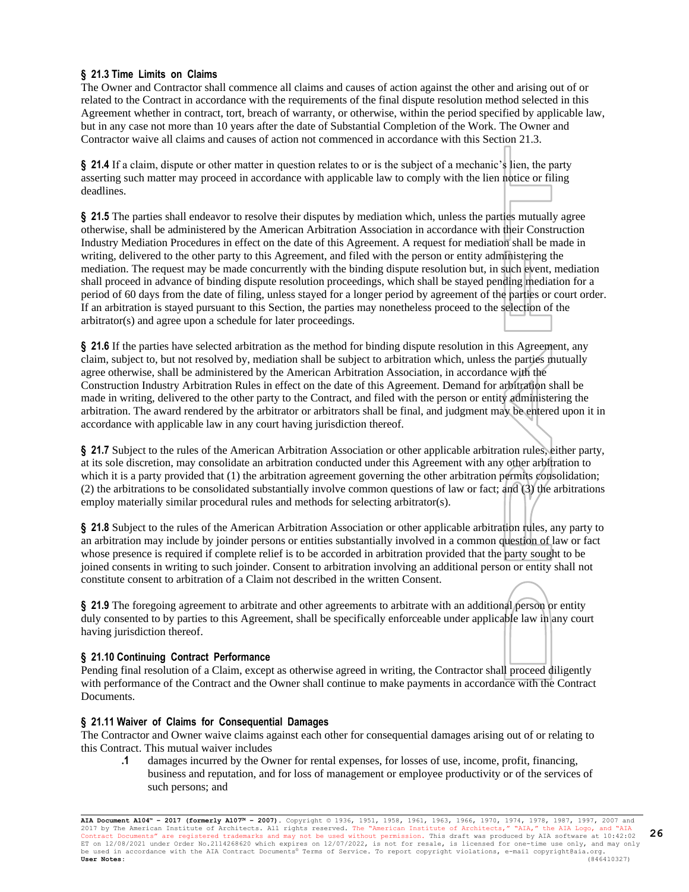**§ 21.3 Time Limits on Claims**
The Owner and Contractor shall commence all claims and causes of action against the other and arising out of or related to the Contract in accordance with the requirements of the final dispute resolution method selected in this Agreement whether in contract, tort, breach of warranty, or otherwise, within the period specified by applicable law, but in any case not more than 10 years after the date of Substantial Completion of the Work. The Owner and Contractor waive all claims and causes of action not commenced in accordance with this Section 21.3.

**§ 21.4** If a claim, dispute or other matter in question relates to or is the subject of a mechanic's lien, the party asserting such matter may proceed in accordance with applicable law to comply with the lien notice or filing deadlines.

**§ 21.5** The parties shall endeavor to resolve their disputes by mediation which, unless the parties mutually agree otherwise, shall be administered by the American Arbitration Association in accordance with their Construction Industry Mediation Procedures in effect on the date of this Agreement. A request for mediation shall be made in writing, delivered to the other party to this Agreement, and filed with the person or entity administering the mediation. The request may be made concurrently with the binding dispute resolution but, in such event, mediation shall proceed in advance of binding dispute resolution proceedings, which shall be stayed pending mediation for a period of 60 days from the date of filing, unless stayed for a longer period by agreement of the parties or court order. If an arbitration is stayed pursuant to this Section, the parties may nonetheless proceed to the selection of the arbitrator(s) and agree upon a schedule for later proceedings.

**§ 21.6** If the parties have selected arbitration as the method for binding dispute resolution in this Agreement, any claim, subject to, but not resolved by, mediation shall be subject to arbitration which, unless the parties mutually agree otherwise, shall be administered by the American Arbitration Association, in accordance with the Construction Industry Arbitration Rules in effect on the date of this Agreement. Demand for arbitration shall be made in writing, delivered to the other party to the Contract, and filed with the person or entity administering the arbitration. The award rendered by the arbitrator or arbitrators shall be final, and judgment may be entered upon it in accordance with applicable law in any court having jurisdiction thereof.

**§ 21.7** Subject to the rules of the American Arbitration Association or other applicable arbitration rules, either party, at its sole discretion, may consolidate an arbitration conducted under this Agreement with any other arbitration to which it is a party provided that (1) the arbitration agreement governing the other arbitration permits consolidation; (2) the arbitrations to be consolidated substantially involve common questions of law or fact; and (3) the arbitrations employ materially similar procedural rules and methods for selecting arbitrator(s).

**§ 21.8** Subject to the rules of the American Arbitration Association or other applicable arbitration rules, any party to an arbitration may include by joinder persons or entities substantially involved in a common question of law or fact whose presence is required if complete relief is to be accorded in arbitration provided that the party sought to be joined consents in writing to such joinder. Consent to arbitration involving an additional person or entity shall not constitute consent to arbitration of a Claim not described in the written Consent.

**§ 21.9** The foregoing agreement to arbitrate and other agreements to arbitrate with an additional person or entity duly consented to by parties to this Agreement, shall be specifically enforceable under applicable law in any court having jurisdiction thereof.

**§ 21.10 Continuing Contract Performance**
Pending final resolution of a Claim, except as otherwise agreed in writing, the Contractor shall proceed diligently with performance of the Contract and the Owner shall continue to make payments in accordance with the Contract Documents.

**§ 21.11 Waiver of Claims for Consequential Damages**
The Contractor and Owner waive claims against each other for consequential damages arising out of or relating to this Contract. This mutual waiver includes

**.1** damages incurred by the Owner for rental expenses, for losses of use, income, profit, financing, business and reputation, and for loss of management or employee productivity or of the services of such persons; and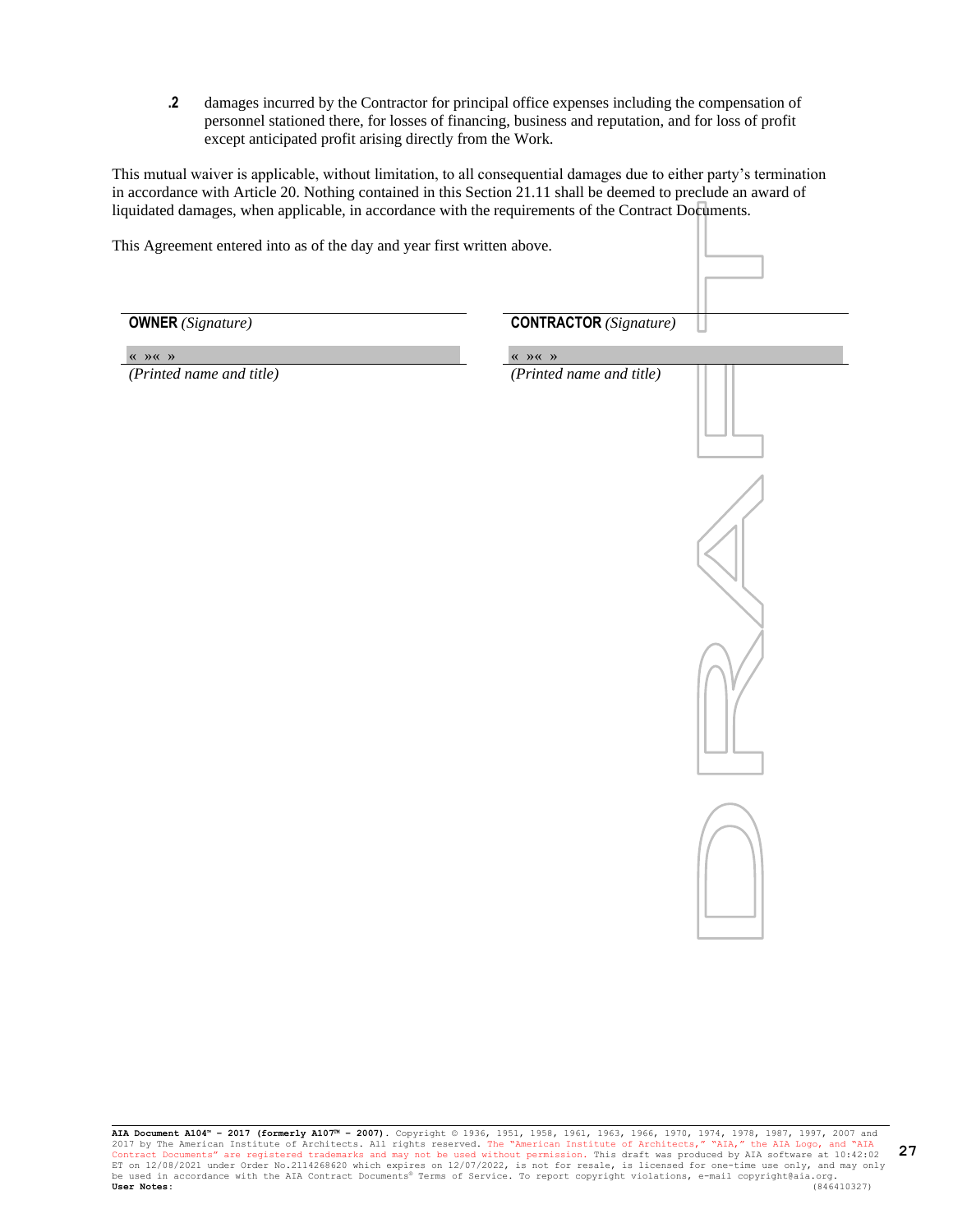**.2** damages incurred by the Contractor for principal office expenses including the compensation of personnel stationed there, for losses of financing, business and reputation, and for loss of profit except anticipated profit arising directly from the Work.

This mutual waiver is applicable, without limitation, to all consequential damages due to either party's termination in accordance with Article 20. Nothing contained in this Section 21.11 shall be deemed to preclude an award of liquidated damages, when applicable, in accordance with the requirements of the Contract Documents.

This Agreement entered into as of the day and year first written above.

| | |
|---|---|
| **OWNER** *(Signature)* | **CONTRACTOR** *(Signature)* |
| « »« » | « »« » |
| *(Printed name and title)* | *(Printed name and title)* |